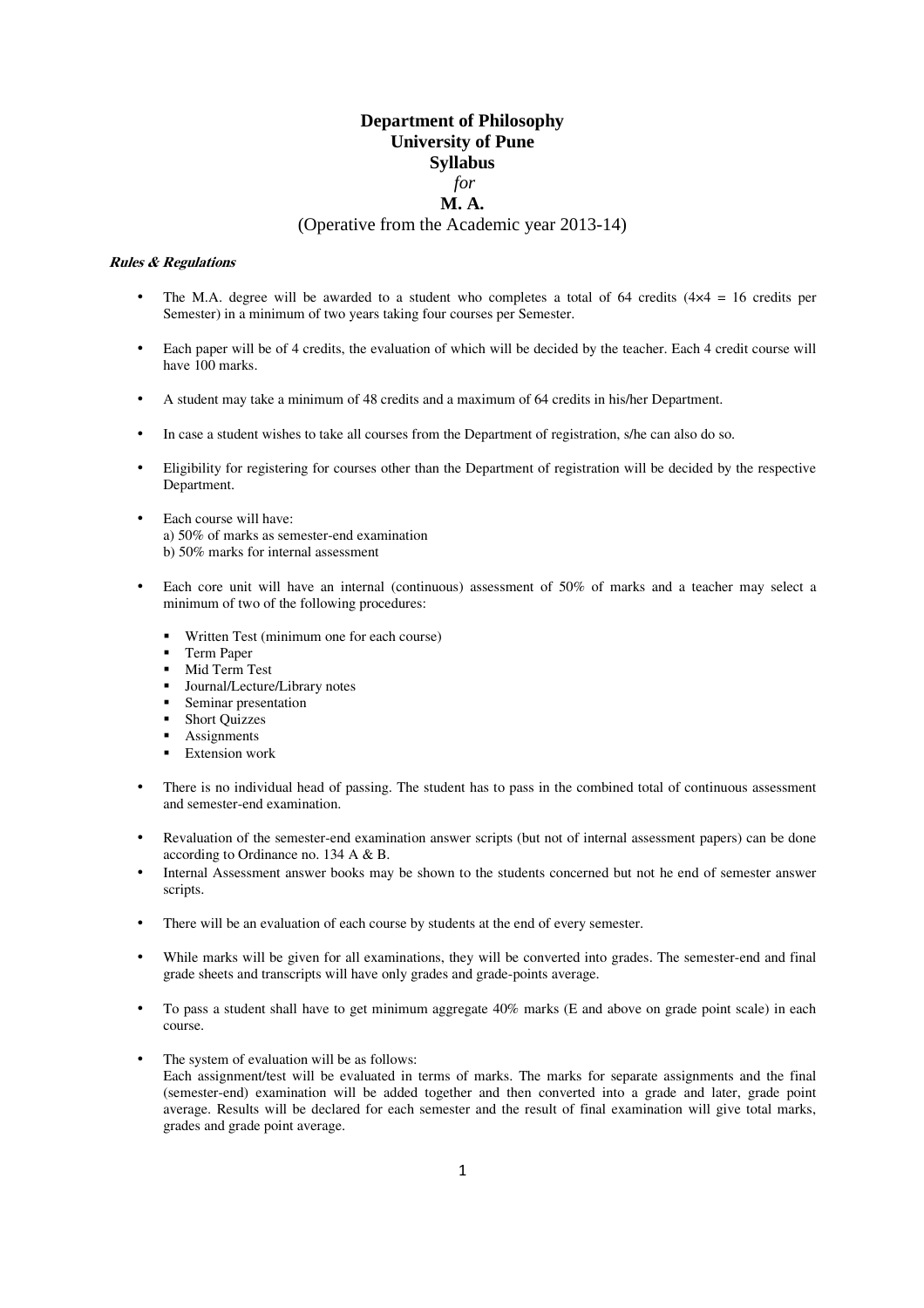# Department of Philosophy
# University of Pune
# Syllabus
*for*
# M. A.
(Operative from the Academic year 2013-14)

***Rules & Regulations***

- The M.A. degree will be awarded to a student who completes a total of 64 credits ($4 \times 4$ = 16 credits per Semester) in a minimum of two years taking four courses per Semester.

- Each paper will be of 4 credits, the evaluation of which will be decided by the teacher. Each 4 credit course will have 100 marks.

- A student may take a minimum of 48 credits and a maximum of 64 credits in his/her Department.

- In case a student wishes to take all courses from the Department of registration, s/he can also do so.

- Eligibility for registering for courses other than the Department of registration will be decided by the respective Department.

- Each course will have:
  a) 50% of marks as semester-end examination
  b) 50% marks for internal assessment

- Each core unit will have an internal (continuous) assessment of 50% of marks and a teacher may select a minimum of two of the following procedures:

  - Written Test (minimum one for each course)
  - Term Paper
  - Mid Term Test
  - Journal/Lecture/Library notes
  - Seminar presentation
  - Short Quizzes
  - Assignments
  - Extension work

- There is no individual head of passing. The student has to pass in the combined total of continuous assessment and semester-end examination.

- Revaluation of the semester-end examination answer scripts (but not of internal assessment papers) can be done according to Ordinance no. 134 A & B.
- Internal Assessment answer books may be shown to the students concerned but not he end of semester answer scripts.

- There will be an evaluation of each course by students at the end of every semester.

- While marks will be given for all examinations, they will be converted into grades. The semester-end and final grade sheets and transcripts will have only grades and grade-points average.

- To pass a student shall have to get minimum aggregate 40% marks (E and above on grade point scale) in each course.

- The system of evaluation will be as follows:
  Each assignment/test will be evaluated in terms of marks. The marks for separate assignments and the final (semester-end) examination will be added together and then converted into a grade and later, grade point average. Results will be declared for each semester and the result of final examination will give total marks, grades and grade point average.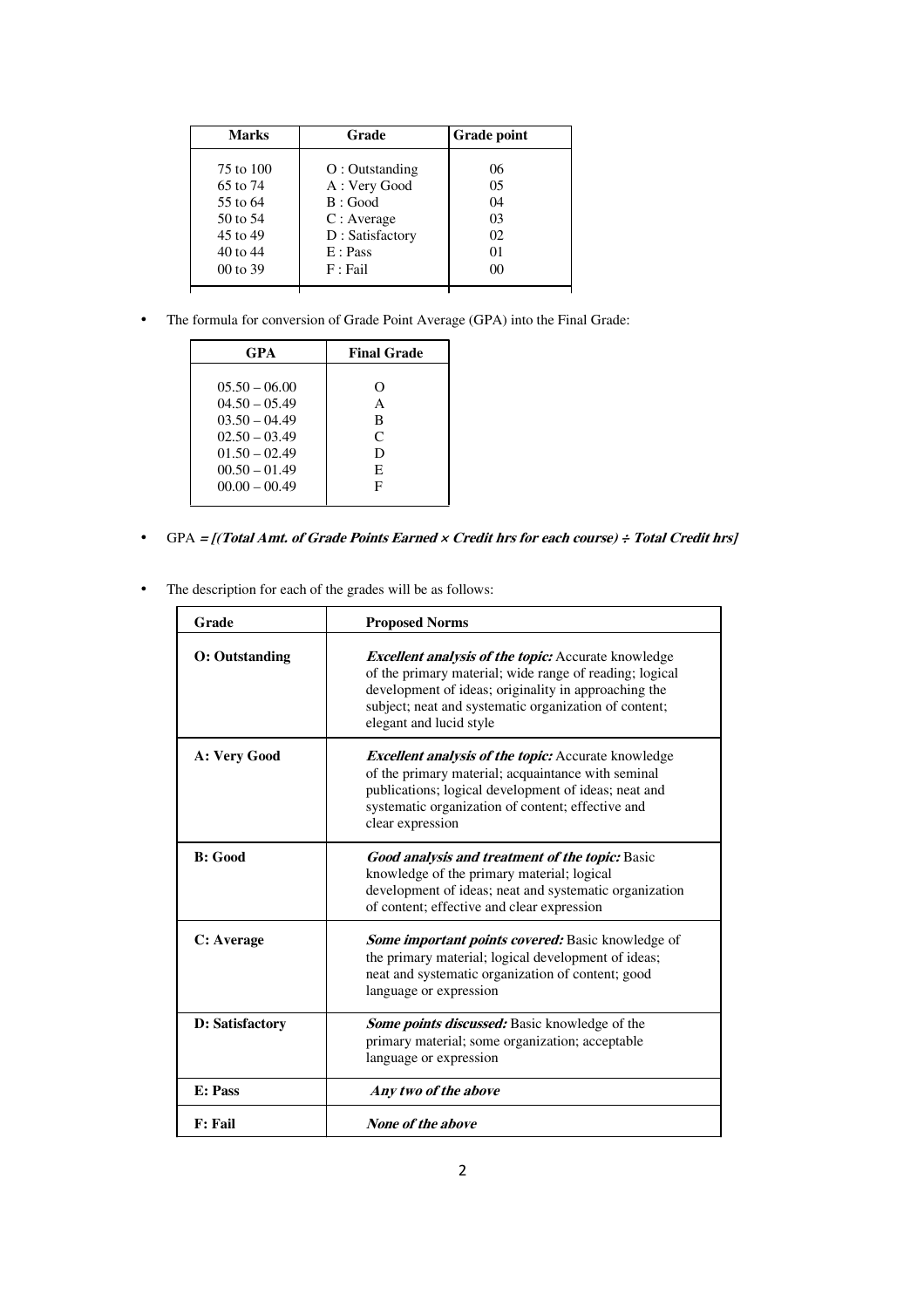| Marks | Grade | Grade point |
|---|---|---|
| 75 to 100 | O : Outstanding | 06 |
| 65 to 74 | A : Very Good | 05 |
| 55 to 64 | B : Good | 04 |
| 50 to 54 | C : Average | 03 |
| 45 to 49 | D : Satisfactory | 02 |
| 40 to 44 | E : Pass | 01 |
| 00 to 39 | F : Fail | 00 |

- The formula for conversion of Grade Point Average (GPA) into the Final Grade:

| GPA | Final Grade |
|---|---|
| 05.50 – 06.00 | O |
| 04.50 – 05.49 | A |
| 03.50 – 04.49 | B |
| 02.50 – 03.49 | C |
| 01.50 – 02.49 | D |
| 00.50 – 01.49 | E |
| 00.00 – 00.49 | F |

- GPA ***= [(Total Amt. of Grade Points Earned × Credit hrs for each course) ÷ Total Credit hrs]***

- The description for each of the grades will be as follows:

| Grade | Proposed Norms |
|---|---|
| **O: Outstanding** | ***Excellent analysis of the topic:*** Accurate knowledge of the primary material; wide range of reading; logical development of ideas; originality in approaching the subject; neat and systematic organization of content; elegant and lucid style |
| **A: Very Good** | ***Excellent analysis of the topic:*** Accurate knowledge of the primary material; acquaintance with seminal publications; logical development of ideas; neat and systematic organization of content; effective and clear expression |
| **B: Good** | ***Good analysis and treatment of the topic:*** Basic knowledge of the primary material; logical development of ideas; neat and systematic organization of content; effective and clear expression |
| **C: Average** | ***Some important points covered:*** Basic knowledge of the primary material; logical development of ideas; neat and systematic organization of content; good language or expression |
| **D: Satisfactory** | ***Some points discussed:*** Basic knowledge of the primary material; some organization; acceptable language or expression |
| **E: Pass** | ***Any two of the above*** |
| **F: Fail** | ***None of the above*** |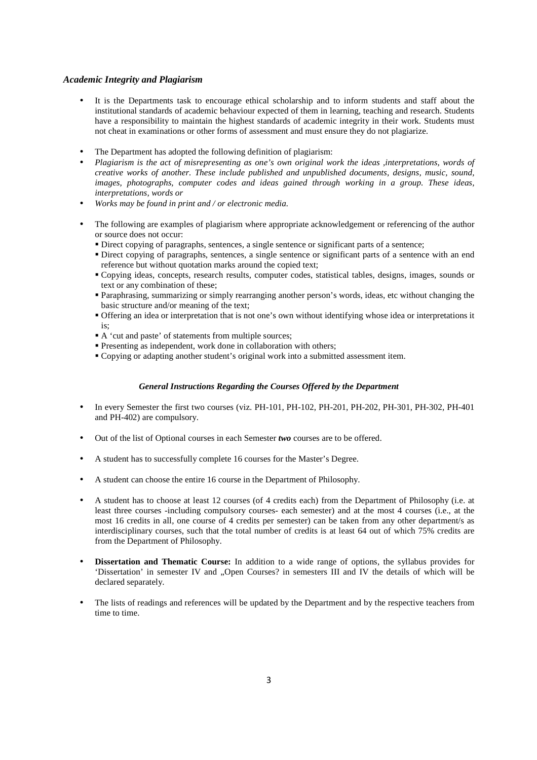### *Academic Integrity and Plagiarism*

- It is the Departments task to encourage ethical scholarship and to inform students and staff about the institutional standards of academic behaviour expected of them in learning, teaching and research. Students have a responsibility to maintain the highest standards of academic integrity in their work. Students must not cheat in examinations or other forms of assessment and must ensure they do not plagiarize.
- The Department has adopted the following definition of plagiarism:
- *Plagiarism is the act of misrepresenting as one's own original work the ideas ,interpretations, words of creative works of another. These include published and unpublished documents, designs, music, sound, images, photographs, computer codes and ideas gained through working in a group. These ideas, interpretations, words or*
- *Works may be found in print and / or electronic media.*
- The following are examples of plagiarism where appropriate acknowledgement or referencing of the author or source does not occur:
  - Direct copying of paragraphs, sentences, a single sentence or significant parts of a sentence;
  - Direct copying of paragraphs, sentences, a single sentence or significant parts of a sentence with an end reference but without quotation marks around the copied text;
  - Copying ideas, concepts, research results, computer codes, statistical tables, designs, images, sounds or text or any combination of these;
  - Paraphrasing, summarizing or simply rearranging another person's words, ideas, etc without changing the basic structure and/or meaning of the text;
  - Offering an idea or interpretation that is not one's own without identifying whose idea or interpretations it is;
  - A 'cut and paste' of statements from multiple sources;
  - Presenting as independent, work done in collaboration with others;
  - Copying or adapting another student's original work into a submitted assessment item.

#### *General Instructions Regarding the Courses Offered by the Department*

- In every Semester the first two courses (viz. PH-101, PH-102, PH-201, PH-202, PH-301, PH-302, PH-401 and PH-402) are compulsory.
- Out of the list of Optional courses in each Semester ***two*** courses are to be offered.
- A student has to successfully complete 16 courses for the Master's Degree.
- A student can choose the entire 16 course in the Department of Philosophy.
- A student has to choose at least 12 courses (of 4 credits each) from the Department of Philosophy (i.e. at least three courses -including compulsory courses- each semester) and at the most 4 courses (i.e., at the most 16 credits in all, one course of 4 credits per semester) can be taken from any other department/s as interdisciplinary courses, such that the total number of credits is at least 64 out of which 75% credits are from the Department of Philosophy.
- **Dissertation and Thematic Course:** In addition to a wide range of options, the syllabus provides for 'Dissertation' in semester IV and „Open Courses? in semesters III and IV the details of which will be declared separately.
- The lists of readings and references will be updated by the Department and by the respective teachers from time to time.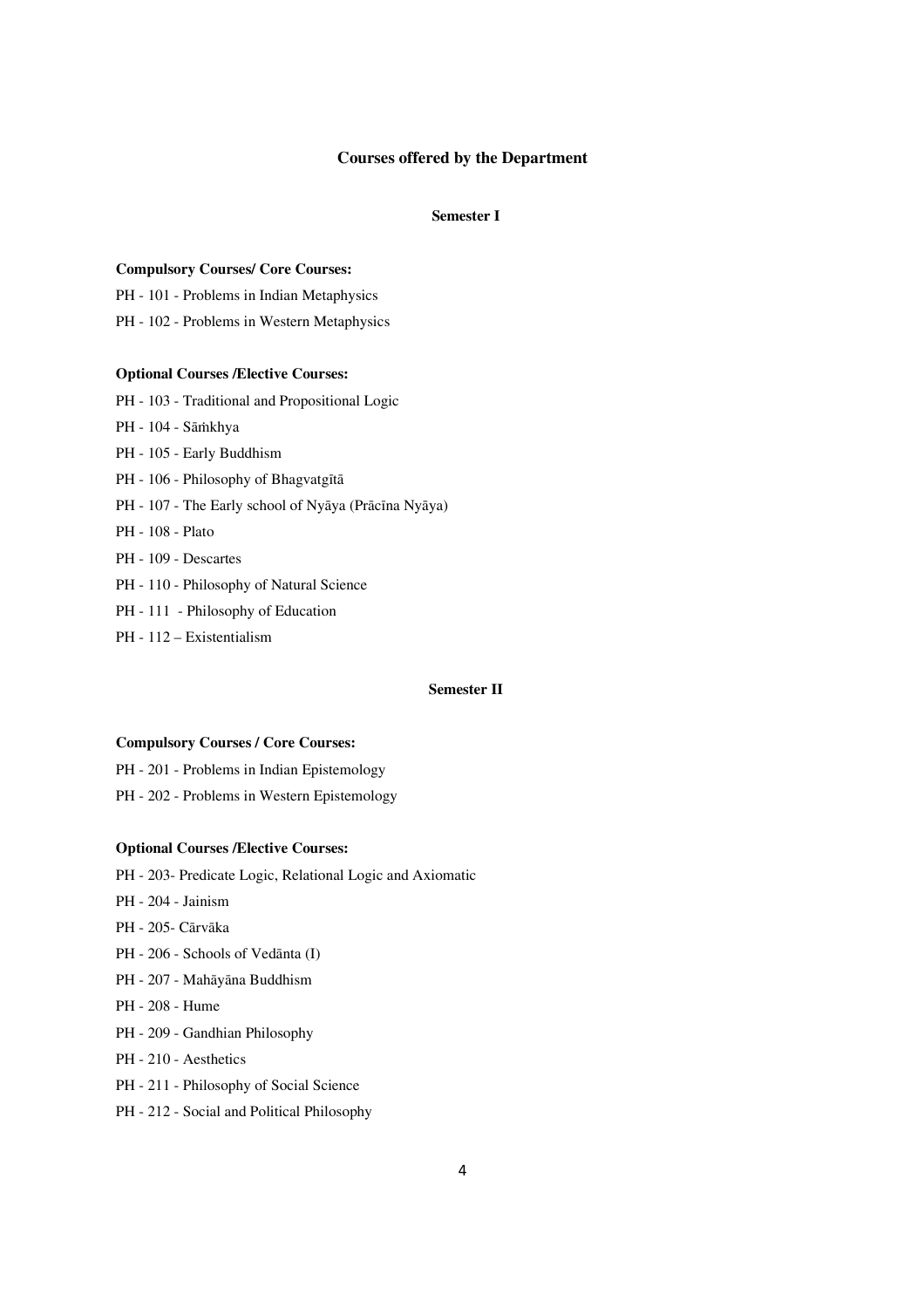## Courses offered by the Department

### Semester I

**Compulsory Courses/ Core Courses:**

PH - 101 - Problems in Indian Metaphysics

PH - 102 - Problems in Western Metaphysics

**Optional Courses /Elective Courses:**

PH - 103 - Traditional and Propositional Logic

PH - 104 - Sāṁkhya

PH - 105 - Early Buddhism

PH - 106 - Philosophy of Bhagvatgītā

PH - 107 - The Early school of Nyāya (Prācīna Nyāya)

PH - 108 - Plato

PH - 109 - Descartes

PH - 110 - Philosophy of Natural Science

PH - 111 - Philosophy of Education

PH - 112 – Existentialism

### Semester II

**Compulsory Courses / Core Courses:**

PH - 201 - Problems in Indian Epistemology

PH - 202 - Problems in Western Epistemology

**Optional Courses /Elective Courses:**

PH - 203- Predicate Logic, Relational Logic and Axiomatic

PH - 204 - Jainism

PH - 205- Cārvāka

PH - 206 - Schools of Vedānta (I)

PH - 207 - Mahāyāna Buddhism

PH - 208 - Hume

PH - 209 - Gandhian Philosophy

PH - 210 - Aesthetics

PH - 211 - Philosophy of Social Science

PH - 212 - Social and Political Philosophy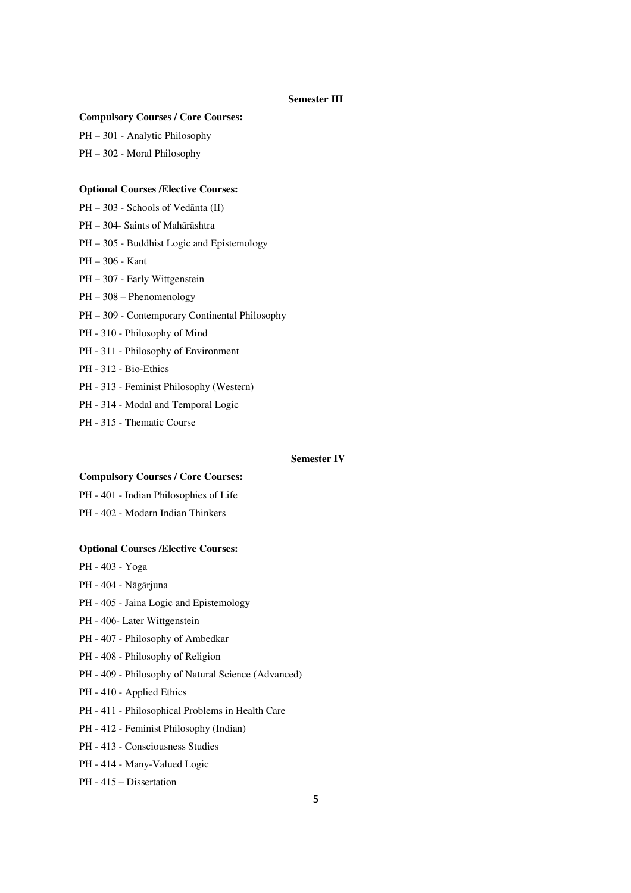## Semester III

**Compulsory Courses / Core Courses:**

PH – 301 - Analytic Philosophy

PH – 302 - Moral Philosophy

**Optional Courses /Elective Courses:**

PH – 303 - Schools of Vedānta (II)

PH – 304- Saints of Mahārāshtra

PH – 305 - Buddhist Logic and Epistemology

PH – 306 - Kant

PH – 307 - Early Wittgenstein

PH – 308 – Phenomenology

PH – 309 - Contemporary Continental Philosophy

PH - 310 - Philosophy of Mind

PH - 311 - Philosophy of Environment

PH - 312 - Bio-Ethics

PH - 313 - Feminist Philosophy (Western)

PH - 314 - Modal and Temporal Logic

PH - 315 - Thematic Course

## Semester IV

**Compulsory Courses / Core Courses:**

PH - 401 - Indian Philosophies of Life

PH - 402 - Modern Indian Thinkers

**Optional Courses /Elective Courses:**

PH - 403 - Yoga

PH - 404 - Nāgārjuna

PH - 405 - Jaina Logic and Epistemology

PH - 406- Later Wittgenstein

PH - 407 - Philosophy of Ambedkar

PH - 408 - Philosophy of Religion

PH - 409 - Philosophy of Natural Science (Advanced)

PH - 410 - Applied Ethics

PH - 411 - Philosophical Problems in Health Care

PH - 412 - Feminist Philosophy (Indian)

PH - 413 - Consciousness Studies

PH - 414 - Many-Valued Logic

PH - 415 – Dissertation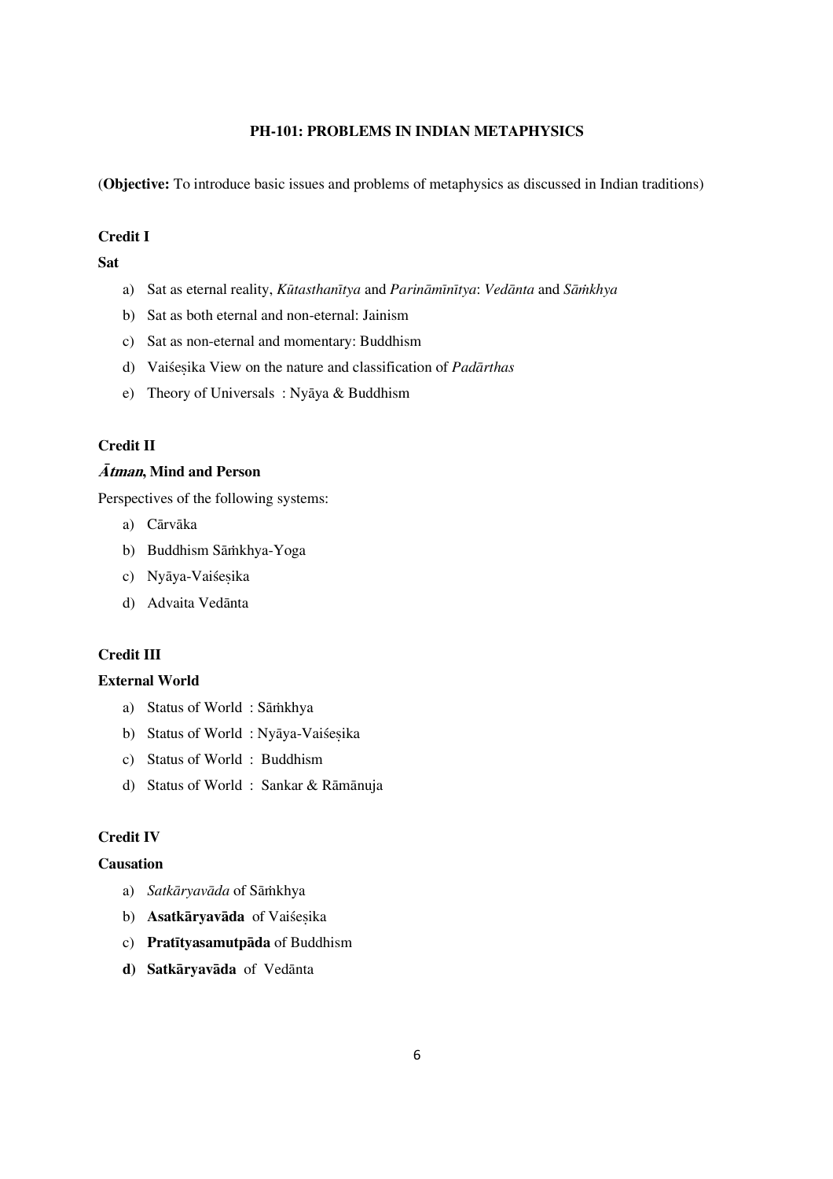# PH-101: PROBLEMS IN INDIAN METAPHYSICS

(**Objective:** To introduce basic issues and problems of metaphysics as discussed in Indian traditions)

**Credit I**

**Sat**

a) Sat as eternal reality, *Kūtasthanītya* and *Parināmīnītya*: *Vedānta* and *Sāṁkhya*
b) Sat as both eternal and non-eternal: Jainism
c) Sat as non-eternal and momentary: Buddhism
d) Vaiśeṣika View on the nature and classification of *Padārthas*
e) Theory of Universals : Nyāya & Buddhism

**Credit II**

***Ātman*, Mind and Person**

Perspectives of the following systems:

a) Cārvāka
b) Buddhism Sāṁkhya-Yoga
c) Nyāya-Vaiśeṣika
d) Advaita Vedānta

**Credit III**

**External World**

a) Status of World : Sāṁkhya
b) Status of World : Nyāya-Vaiśeṣika
c) Status of World : Buddhism
d) Status of World : Sankar & Rāmānuja

**Credit IV**

**Causation**

a) *Satkāryavāda* of Sāṁkhya
b) **Asatkāryavāda** of Vaiśeṣika
c) **Pratītyasamutpāda** of Buddhism
d) **Satkāryavāda** of Vedānta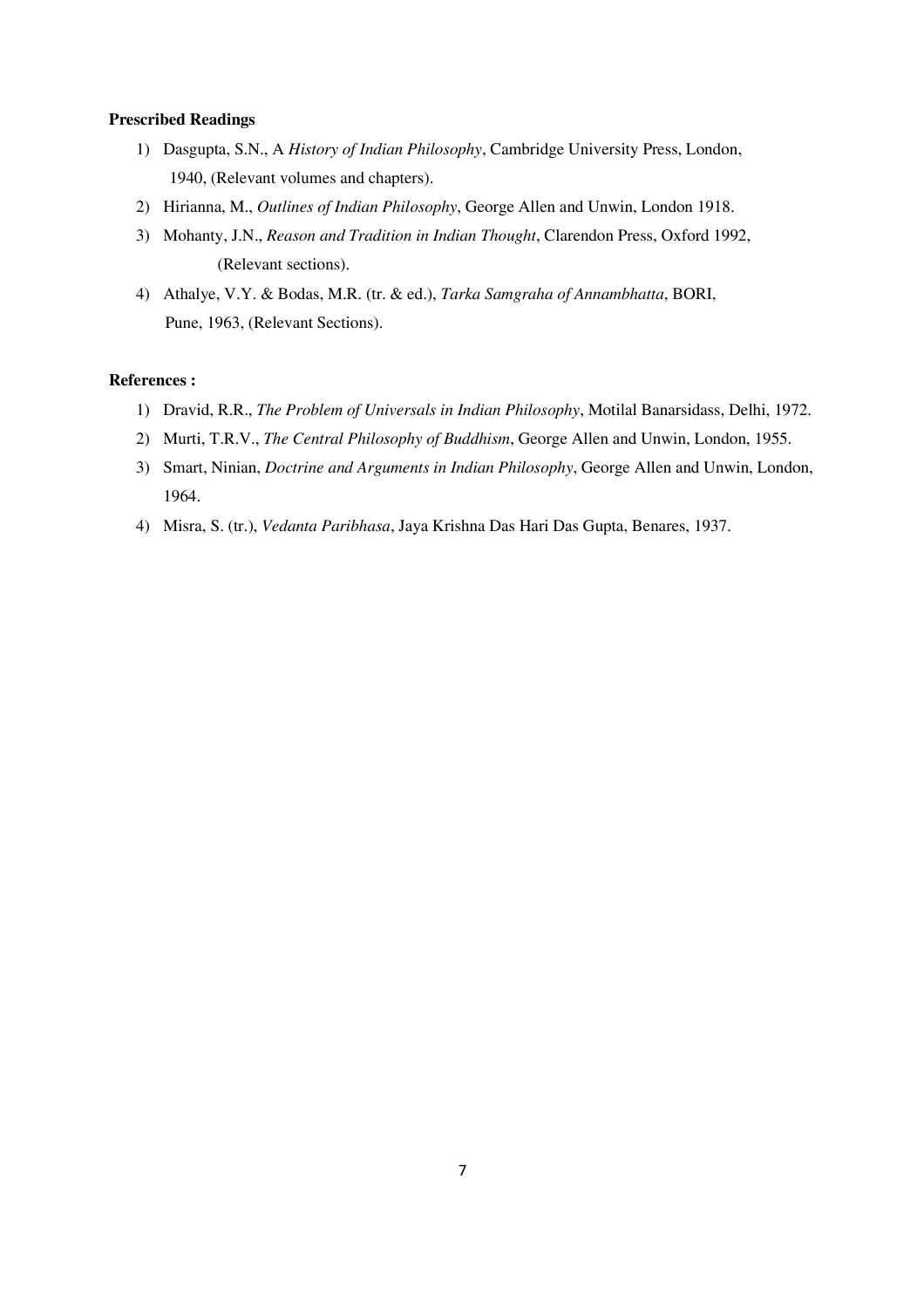**Prescribed Readings**

1) Dasgupta, S.N., A *History of Indian Philosophy*, Cambridge University Press, London, 1940, (Relevant volumes and chapters).
2) Hirianna, M., *Outlines of Indian Philosophy*, George Allen and Unwin, London 1918.
3) Mohanty, J.N., *Reason and Tradition in Indian Thought*, Clarendon Press, Oxford 1992, (Relevant sections).
4) Athalye, V.Y. & Bodas, M.R. (tr. & ed.), *Tarka Samgraha of Annambhatta*, BORI, Pune, 1963, (Relevant Sections).

**References :**

1) Dravid, R.R., *The Problem of Universals in Indian Philosophy*, Motilal Banarsidass, Delhi, 1972.
2) Murti, T.R.V., *The Central Philosophy of Buddhism*, George Allen and Unwin, London, 1955.
3) Smart, Ninian, *Doctrine and Arguments in Indian Philosophy*, George Allen and Unwin, London, 1964.
4) Misra, S. (tr.), *Vedanta Paribhasa*, Jaya Krishna Das Hari Das Gupta, Benares, 1937.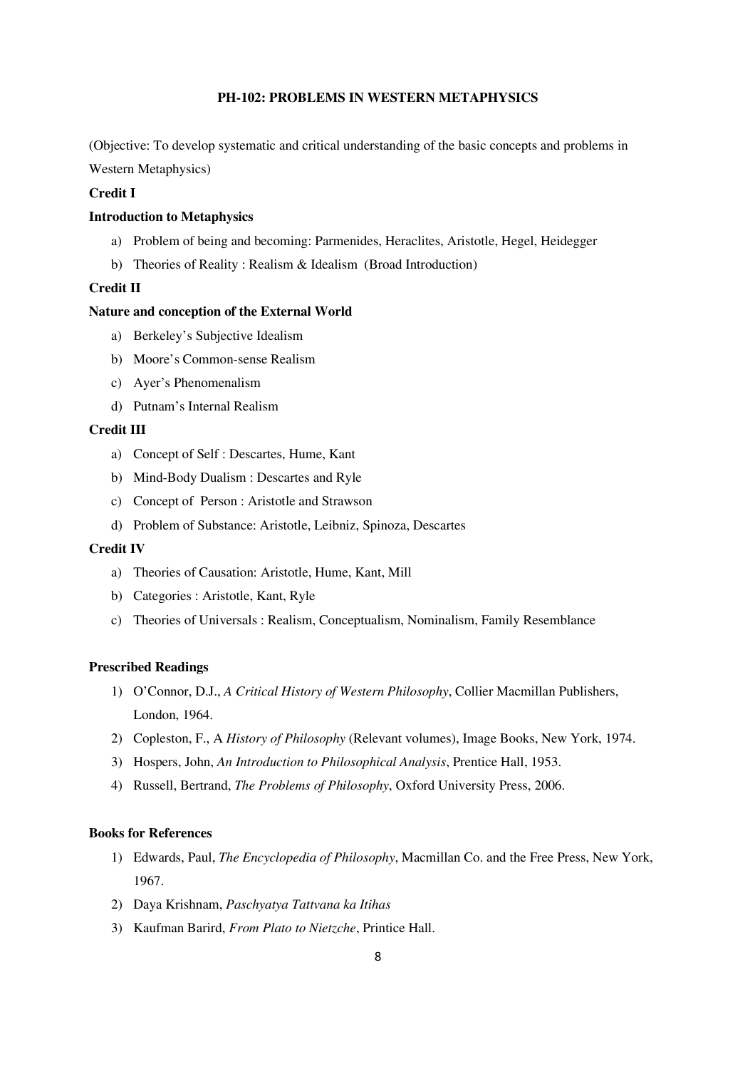# PH-102: PROBLEMS IN WESTERN METAPHYSICS

(Objective: To develop systematic and critical understanding of the basic concepts and problems in Western Metaphysics)

**Credit I**

**Introduction to Metaphysics**

a) Problem of being and becoming: Parmenides, Heraclites, Aristotle, Hegel, Heidegger
b) Theories of Reality : Realism & Idealism (Broad Introduction)

**Credit II**

**Nature and conception of the External World**

a) Berkeley's Subjective Idealism
b) Moore's Common-sense Realism
c) Ayer's Phenomenalism
d) Putnam's Internal Realism

**Credit III**

a) Concept of Self : Descartes, Hume, Kant
b) Mind-Body Dualism : Descartes and Ryle
c) Concept of Person : Aristotle and Strawson
d) Problem of Substance: Aristotle, Leibniz, Spinoza, Descartes

**Credit IV**

a) Theories of Causation: Aristotle, Hume, Kant, Mill
b) Categories : Aristotle, Kant, Ryle
c) Theories of Universals : Realism, Conceptualism, Nominalism, Family Resemblance

**Prescribed Readings**

1) O'Connor, D.J., *A Critical History of Western Philosophy*, Collier Macmillan Publishers, London, 1964.
2) Copleston, F., A *History of Philosophy* (Relevant volumes), Image Books, New York, 1974.
3) Hospers, John, *An Introduction to Philosophical Analysis*, Prentice Hall, 1953.
4) Russell, Bertrand, *The Problems of Philosophy*, Oxford University Press, 2006.

**Books for References**

1) Edwards, Paul, *The Encyclopedia of Philosophy*, Macmillan Co. and the Free Press, New York, 1967.
2) Daya Krishnam, *Paschyatya Tattvana ka Itihas*
3) Kaufman Barird, *From Plato to Nietzche*, Printice Hall.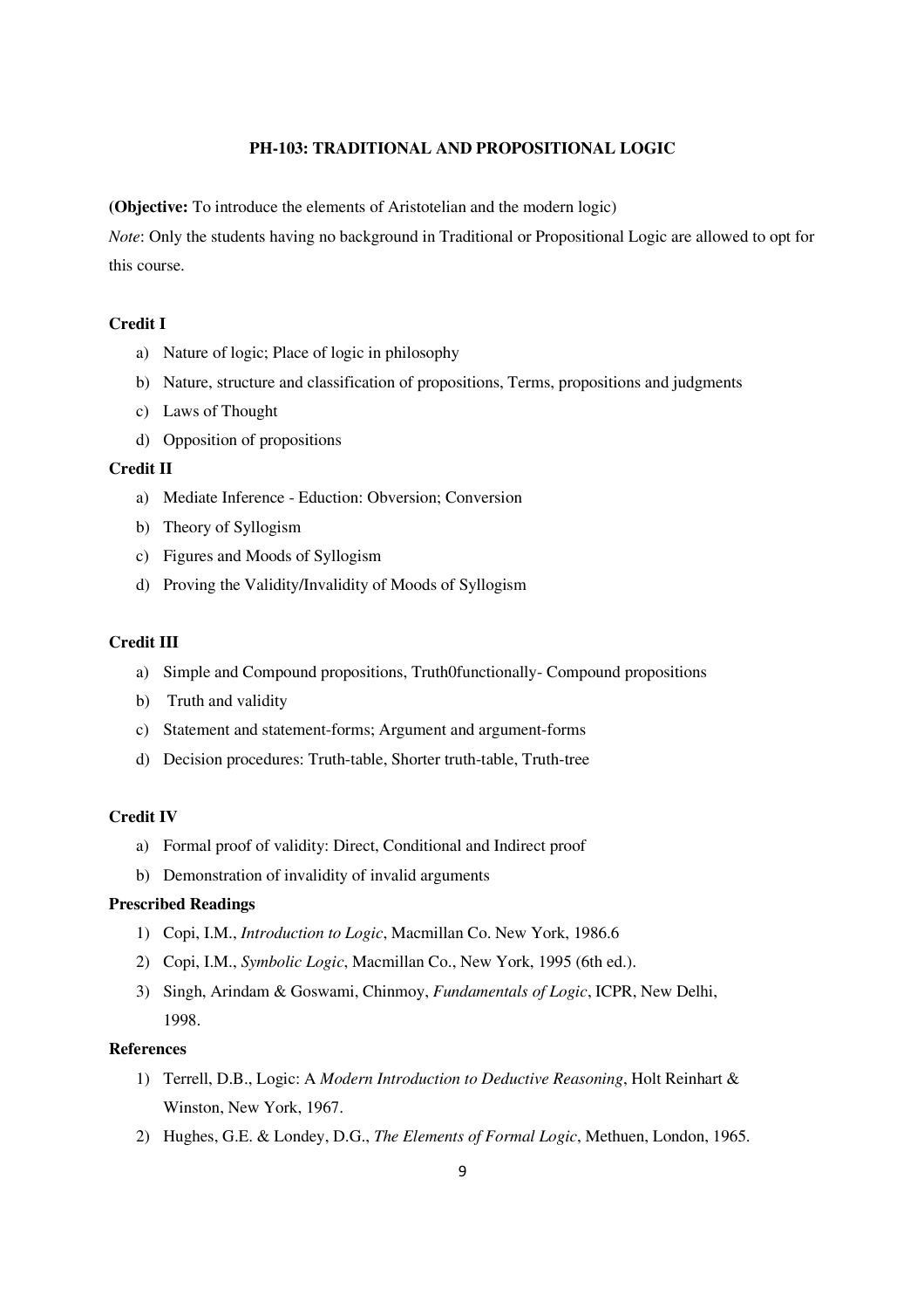**PH-103: TRADITIONAL AND PROPOSITIONAL LOGIC**

(**Objective:** To introduce the elements of Aristotelian and the modern logic)

*Note*: Only the students having no background in Traditional or Propositional Logic are allowed to opt for this course.

**Credit I**

a) Nature of logic; Place of logic in philosophy
b) Nature, structure and classification of propositions, Terms, propositions and judgments
c) Laws of Thought
d) Opposition of propositions

**Credit II**

a) Mediate Inference - Eduction: Obversion; Conversion
b) Theory of Syllogism
c) Figures and Moods of Syllogism
d) Proving the Validity/Invalidity of Moods of Syllogism

**Credit III**

a) Simple and Compound propositions, Truth0functionally- Compound propositions
b) Truth and validity
c) Statement and statement-forms; Argument and argument-forms
d) Decision procedures: Truth-table, Shorter truth-table, Truth-tree

**Credit IV**

a) Formal proof of validity: Direct, Conditional and Indirect proof
b) Demonstration of invalidity of invalid arguments

**Prescribed Readings**

1) Copi, I.M., *Introduction to Logic*, Macmillan Co. New York, 1986.6
2) Copi, I.M., *Symbolic Logic*, Macmillan Co., New York, 1995 (6th ed.).
3) Singh, Arindam & Goswami, Chinmoy, *Fundamentals of Logic*, ICPR, New Delhi, 1998.

**References**

1) Terrell, D.B., Logic: A *Modern Introduction to Deductive Reasoning*, Holt Reinhart & Winston, New York, 1967.
2) Hughes, G.E. & Londey, D.G., *The Elements of Formal Logic*, Methuen, London, 1965.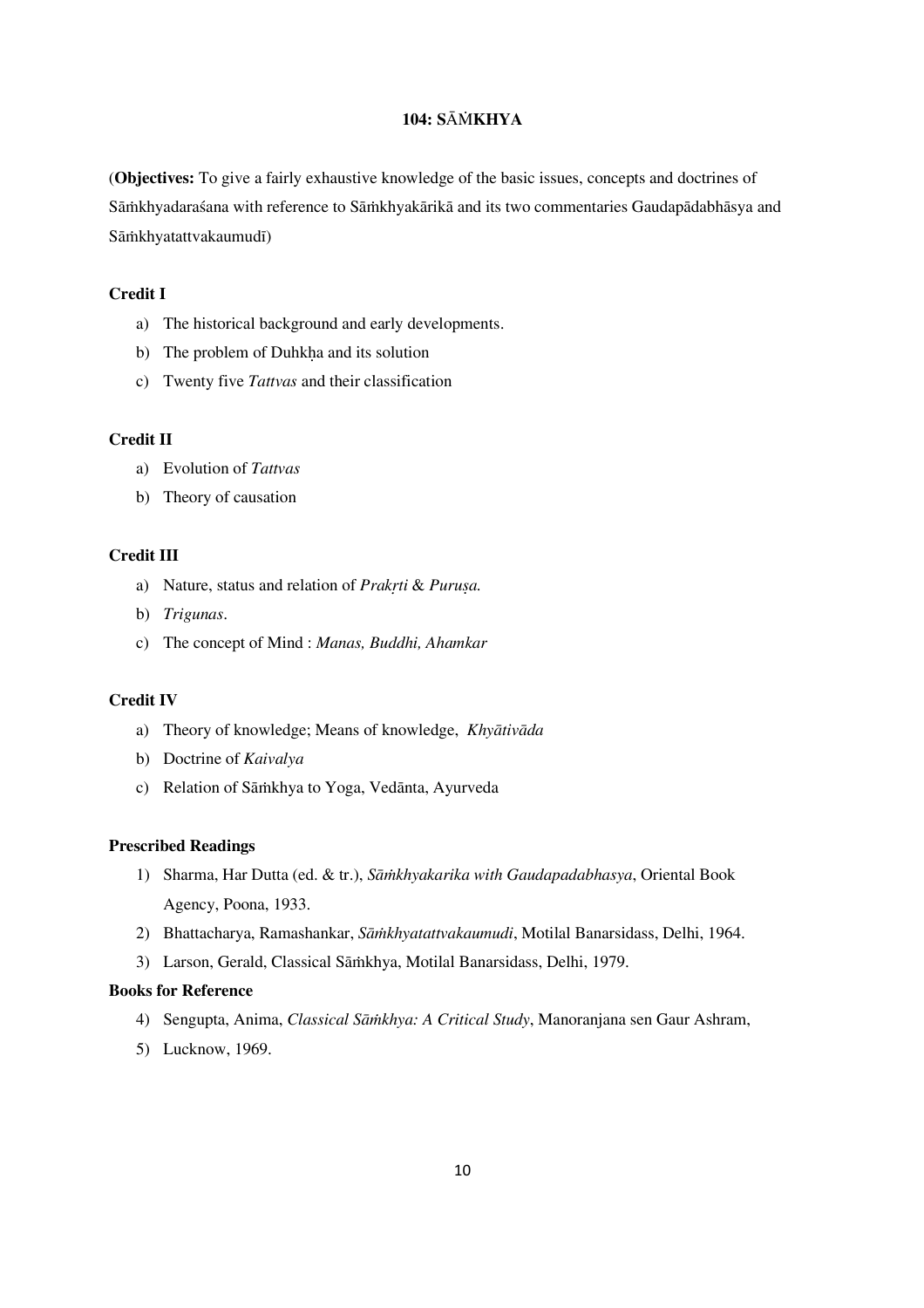## 104: SĀṀKHYA

(**Objectives:** To give a fairly exhaustive knowledge of the basic issues, concepts and doctrines of Sāṁkhyadaraśana with reference to Sāṁkhyakārikā and its two commentaries Gaudapādabhāsya and Sāṁkhyatattvakaumudī)

### Credit I

a) The historical background and early developments.
b) The problem of Duhkḥa and its solution
c) Twenty five *Tattvas* and their classification

### Credit II

a) Evolution of *Tattvas*
b) Theory of causation

### Credit III

a) Nature, status and relation of *Prakṛti* & *Puruṣa.*
b) *Trigunas*.
c) The concept of Mind : *Manas, Buddhi, Ahamkar*

### Credit IV

a) Theory of knowledge; Means of knowledge, *Khyātivāda*
b) Doctrine of *Kaivalya*
c) Relation of Sāṁkhya to Yoga, Vedānta, Ayurveda

### Prescribed Readings

1) Sharma, Har Dutta (ed. & tr.), *Sāṁkhyakarika with Gaudapadabhasya*, Oriental Book Agency, Poona, 1933.
2) Bhattacharya, Ramashankar, *Sāṁkhyatattvakaumudi*, Motilal Banarsidass, Delhi, 1964.
3) Larson, Gerald, Classical Sāṁkhya, Motilal Banarsidass, Delhi, 1979.

### Books for Reference

4) Sengupta, Anima, *Classical Sāṁkhya: A Critical Study*, Manoranjana sen Gaur Ashram,
5) Lucknow, 1969.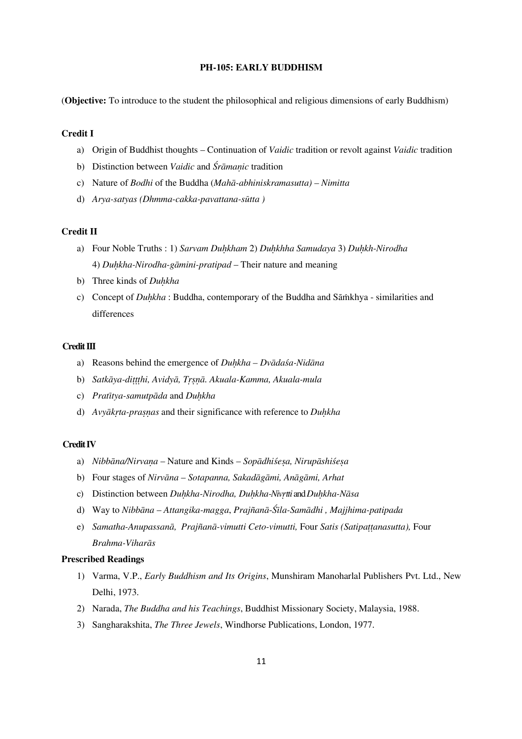## PH-105: EARLY BUDDHISM

(**Objective:** To introduce to the student the philosophical and religious dimensions of early Buddhism)

### Credit I

a) Origin of Buddhist thoughts – Continuation of *Vaidic* tradition or revolt against *Vaidic* tradition
b) Distinction between *Vaidic* and *Śrāmaṇic* tradition
c) Nature of *Bodhi* of the Buddha (*Mahā-abhiniskramasutta) – Nimitta*
d) *Arya-satyas (Dhmma-cakka-pavattana-sūtta )*

### Credit II

a) Four Noble Truths : 1) *Sarvam Duḥkham* 2) *Duḥkhha Samudaya* 3) *Duḥkh-Nirodha* 4) *Duḥkha-Nirodha-gāmini-pratipad* – Their nature and meaning
b) Three kinds of *Duḥkha*
c) Concept of *Duḥkha* : Buddha, contemporary of the Buddha and Sāṁkhya - similarities and differences

### Credit III

a) Reasons behind the emergence of *Duḥkha – Dvādaśa-Nidāna*
b) *Satkāya-diṭṭhi, Avidyā, Tṛṣṇā. Akuala-Kamma, Akuala-mula*
c) *Pratītya-samutpāda* and *Duḥkha*
d) *Avyākṛta-praṣṇas* and their significance with reference to *Duḥkha*

### Credit IV

a) *Nibbāna/Nirvaṇa* – Nature and Kinds – *Sopādhiśeṣa, Nirupāshiśeṣa*
b) Four stages of *Nirvāna – Sotapanna, Sakadāgāmi, Anāgāmi, Arhat*
c) Distinction between *Duḥkha-Nirodha, Duḥkha-Nivṛtti* and *Duḥkha-Nāsa*
d) Way to *Nibbāna – Attangika-magga*, *Prajñanā-Śīla-Samādhi , Majjhima-patipada*
e) *Samatha-Anupassanā, Prajñanā-vimutti Ceto-vimutti,* Four *Satis (Satipaṭṭanasutta),* Four *Brahma-Vihārās*

### Prescribed Readings

1) Varma, V.P., *Early Buddhism and Its Origins*, Munshiram Manoharlal Publishers Pvt. Ltd., New Delhi, 1973.
2) Narada, *The Buddha and his Teachings*, Buddhist Missionary Society, Malaysia, 1988.
3) Sangharakshita, *The Three Jewels*, Windhorse Publications, London, 1977.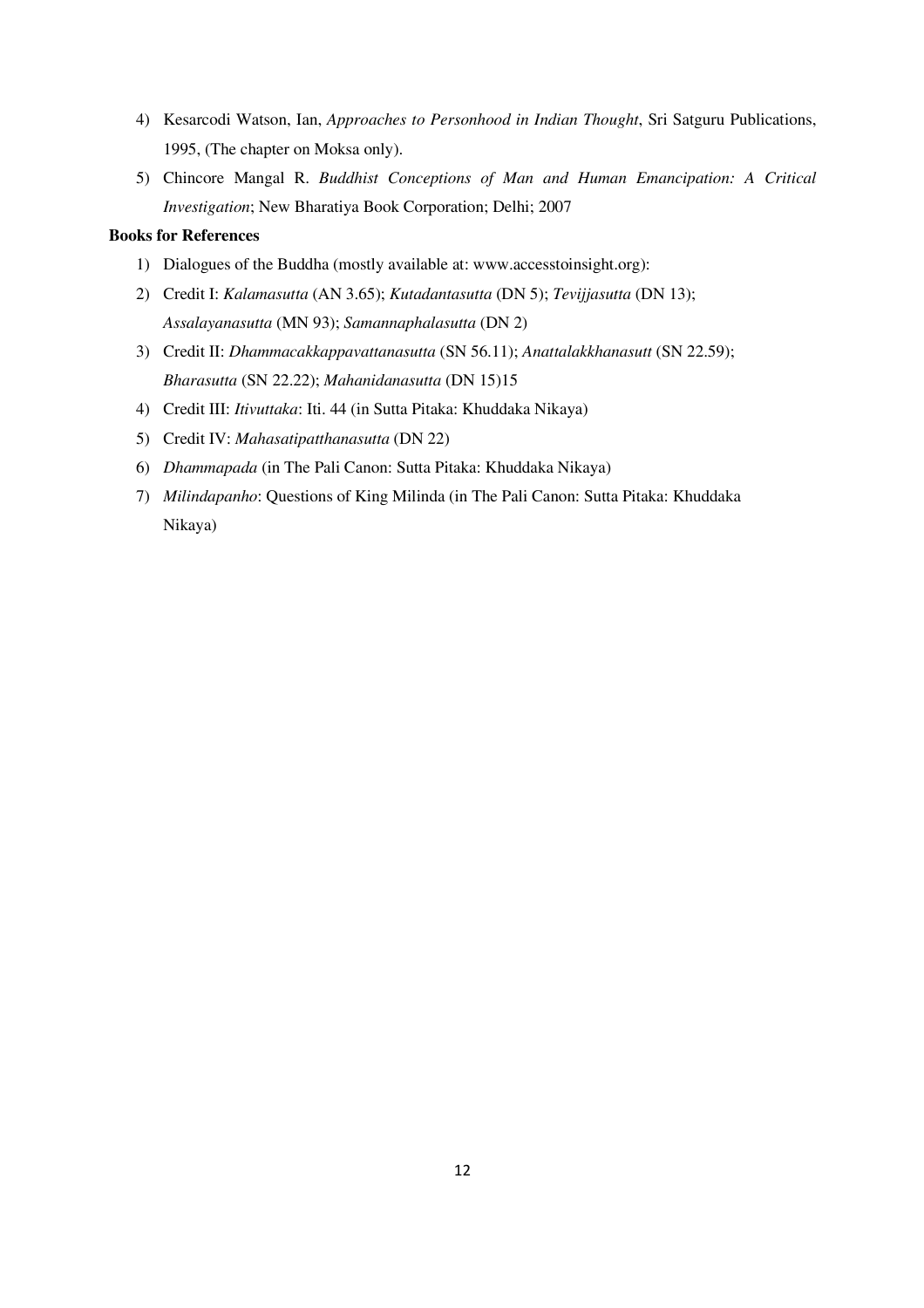4) Kesarcodi Watson, Ian, *Approaches to Personhood in Indian Thought*, Sri Satguru Publications, 1995, (The chapter on Moksa only).
5) Chincore Mangal R. *Buddhist Conceptions of Man and Human Emancipation: A Critical Investigation*; New Bharatiya Book Corporation; Delhi; 2007

**Books for References**

1) Dialogues of the Buddha (mostly available at: www.accesstoinsight.org):
2) Credit I: *Kalamasutta* (AN 3.65); *Kutadantasutta* (DN 5); *Tevijjasutta* (DN 13); *Assalayanasutta* (MN 93); *Samannaphalasutta* (DN 2)
3) Credit II: *Dhammacakkappavattanasutta* (SN 56.11); *Anattalakkhanasutt* (SN 22.59); *Bharasutta* (SN 22.22); *Mahanidanasutta* (DN 15)15
4) Credit III: *Itivuttaka*: Iti. 44 (in Sutta Pitaka: Khuddaka Nikaya)
5) Credit IV: *Mahasatipatthanasutta* (DN 22)
6) *Dhammapada* (in The Pali Canon: Sutta Pitaka: Khuddaka Nikaya)
7) *Milindapanho*: Questions of King Milinda (in The Pali Canon: Sutta Pitaka: Khuddaka Nikaya)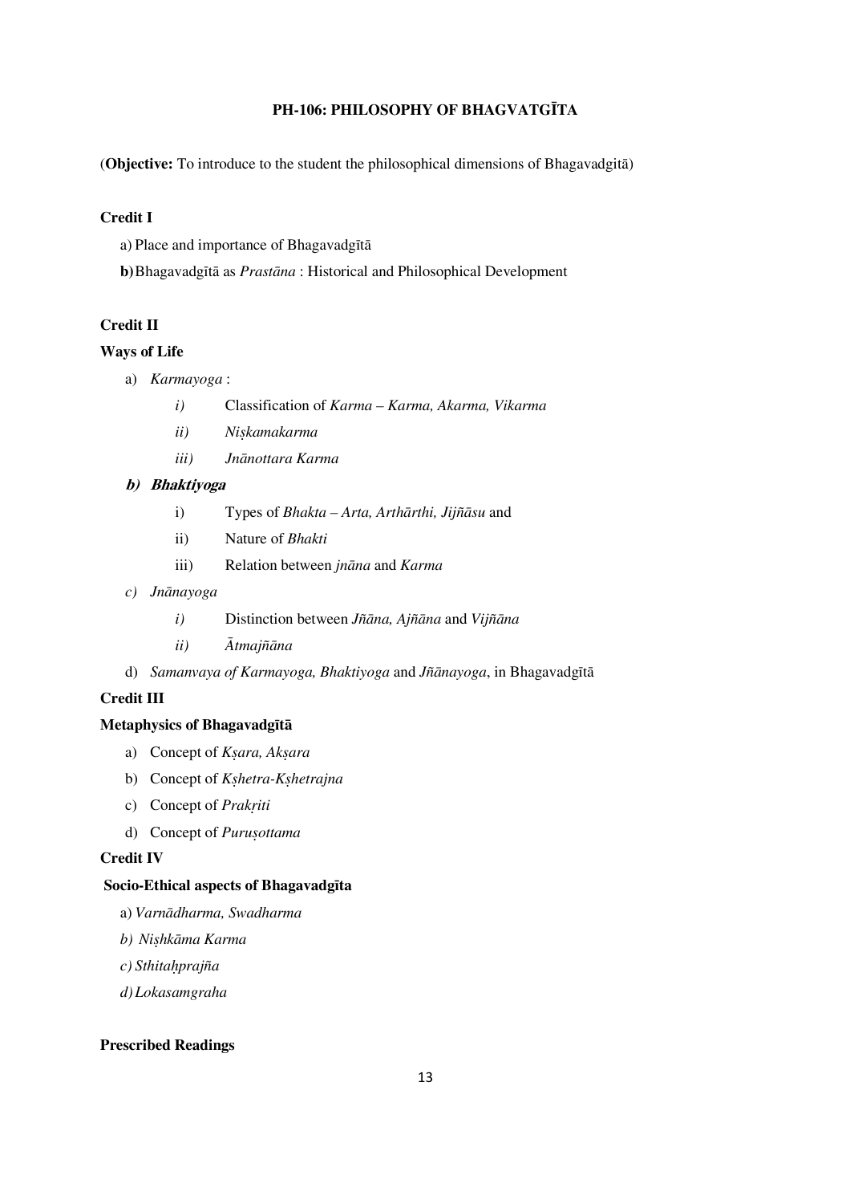## PH-106: PHILOSOPHY OF BHAGVATGĪTA

(**Objective:** To introduce to the student the philosophical dimensions of Bhagavadgitā)

**Credit I**

a) Place and importance of Bhagavadgītā

**b)** Bhagavadgītā as *Prastāna* : Historical and Philosophical Development

**Credit II**

**Ways of Life**

a) *Karmayoga* :

  *i)* Classification of *Karma – Karma, Akarma, Vikarma*

  *ii)* *Niṣkamakarma*

  *iii)* *Jnānottara Karma*

***b) Bhaktiyoga***

  i) Types of *Bhakta – Arta, Arthārthi, Jijñāsu* and

  ii) Nature of *Bhakti*

  iii) Relation between *jnāna* and *Karma*

*c) Jnānayoga*

  *i)* Distinction between *Jñāna, Ajñāna* and *Vijñāna*

  *ii)* *Ātmajñāna*

d) *Samanvaya of Karmayoga, Bhaktiyoga* and *Jñānayoga*, in Bhagavadgītā

**Credit III**

**Metaphysics of Bhagavadgītā**

a) Concept of *Kṣara, Akṣara*

b) Concept of *Kṣhetra-Kṣhetrajna*

c) Concept of *Prakṛiti*

d) Concept of *Puruṣottama*

**Credit IV**

**Socio-Ethical aspects of Bhagavadgīta**

a) *Varnādharma, Swadharma*

*b) Niṣhkāma Karma*

*c) Sthitaḥprajña*

*d) Lokasamgraha*

**Prescribed Readings**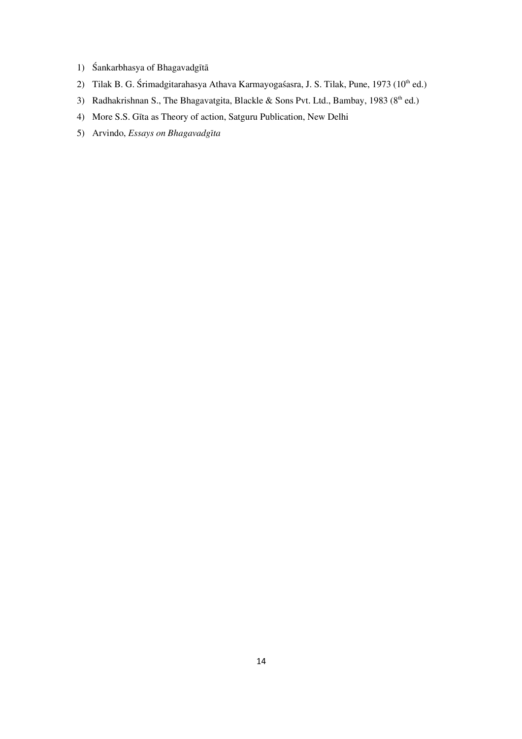1) Śankarbhasya of Bhagavadgītā
2) Tilak B. G. Śrimadgitarahasya Athava Karmayogaśasra, J. S. Tilak, Pune, 1973 (10th ed.)
3) Radhakrishnan S., The Bhagavatgita, Blackle & Sons Pvt. Ltd., Bambay, 1983 (8th ed.)
4) More S.S. Gīta as Theory of action, Satguru Publication, New Delhi
5) Arvindo, *Essays on Bhagavadgīta*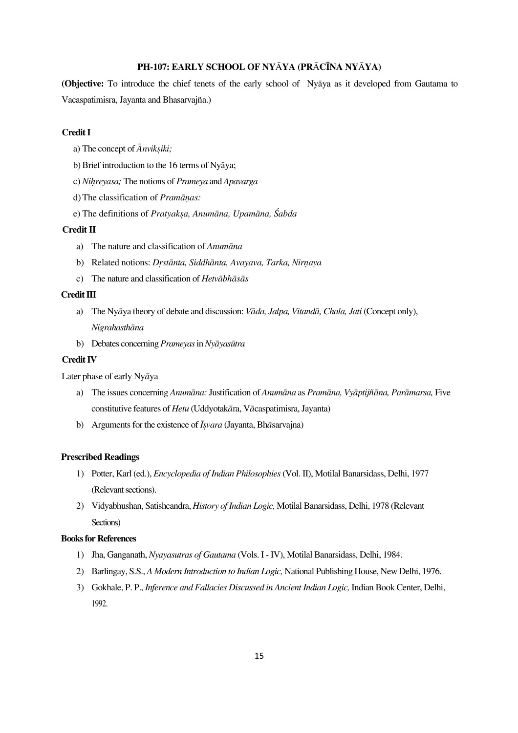## PH-107: EARLY SCHOOL OF NYĀYA (PRĀCĪNA NYĀYA)

(**Objective:** To introduce the chief tenets of the early school of Nyāya as it developed from Gautama to Vacaspatimisra, Jayanta and Bhasarvajña.)

### Credit I

a) The concept of *Ānvikṣiki;*

b) Brief introduction to the 16 terms of Nyāya;

c) *Niḥreyasa;* The notions of *Prameya* and *Apavarga*

d) The classification of *Pramāṇas:*

e) The definitions of *Pratyakṣa, Anumāna, Upamāna, Śabda*

### Credit II

a) The nature and classification of *Anumāna*

b) Related notions: *Dṛstānta, Siddhānta, Avayava, Tarka, Nirṇaya*

c) The nature and classification of *Hetvābhāsās*

### Credit III

a) The Nyāya theory of debate and discussion: *Vāda, Jalpa, Vitandā, Chala, Jati* (Concept only), *Nigrahasthāna*

b) Debates concerning *Prameyas* in *Nyāyasūtra*

### Credit IV

Later phase of early Nyāya

a) The issues concerning *Anumāna:* Justification of *Anumāna* as *Pramāna, Vyāptijñāna, Parāmarsa,* Five constitutive features of *Hetu* (Uddyotakāra, Vācaspatimisra, Jayanta)

b) Arguments for the existence of *Īṣvara* (Jayanta, Bhāsarvajna)

### Prescribed Readings

1) Potter, Karl (ed.), *Encyclopedia of Indian Philosophies* (Vol. II), Motilal Banarsidass, Delhi, 1977 (Relevant sections).
2) Vidyabhushan, Satishcandra, *History of Indian Logic,* Motilal Banarsidass, Delhi, 1978 (Relevant Sections)

### Books for References

1) Jha, Ganganath, *Nyayasutras of Gautama* (Vols. I - IV), Motilal Banarsidass, Delhi, 1984.
2) Barlingay, S.S., *A Modern Introduction to Indian Logic,* National Publishing House, New Delhi, 1976.
3) Gokhale, P. P., *Inference and Fallacies Discussed in Ancient Indian Logic,* Indian Book Center, Delhi, 1992.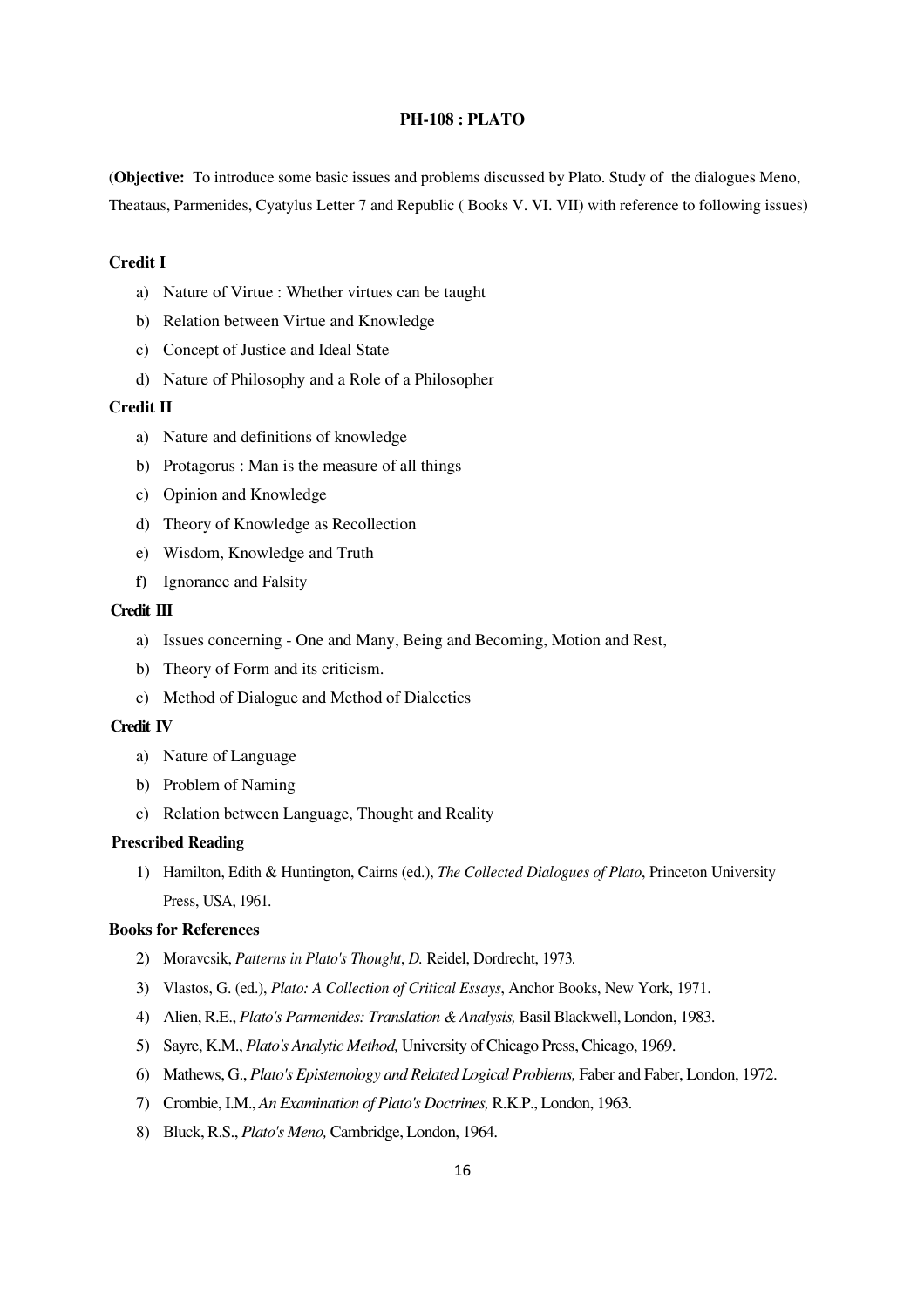## PH-108 : PLATO

(**Objective:** To introduce some basic issues and problems discussed by Plato. Study of the dialogues Meno, Theataus, Parmenides, Cyatylus Letter 7 and Republic ( Books V. VI. VII) with reference to following issues)

**Credit I**

a) Nature of Virtue : Whether virtues can be taught
b) Relation between Virtue and Knowledge
c) Concept of Justice and Ideal State
d) Nature of Philosophy and a Role of a Philosopher

**Credit II**

a) Nature and definitions of knowledge
b) Protagorus : Man is the measure of all things
c) Opinion and Knowledge
d) Theory of Knowledge as Recollection
e) Wisdom, Knowledge and Truth
**f)** Ignorance and Falsity

**Credit III**

a) Issues concerning - One and Many, Being and Becoming, Motion and Rest,
b) Theory of Form and its criticism.
c) Method of Dialogue and Method of Dialectics

**Credit IV**

a) Nature of Language
b) Problem of Naming
c) Relation between Language, Thought and Reality

**Prescribed Reading**

1) Hamilton, Edith & Huntington, Cairns (ed.), *The Collected Dialogues of Plato*, Princeton University Press, USA, 1961.

**Books for References**

2) Moravcsik, *Patterns in Plato's Thought*, *D.* Reidel, Dordrecht, 1973.
3) Vlastos, G. (ed.), *Plato: A Collection of Critical Essays*, Anchor Books, New York, 1971.
4) Alien, R.E., *Plato's Parmenides: Translation & Analysis,* Basil Blackwell, London, 1983.
5) Sayre, K.M., *Plato's Analytic Method,* University of Chicago Press, Chicago, 1969.
6) Mathews, G., *Plato's Epistemology and Related Logical Problems,* Faber and Faber, London, 1972.
7) Crombie, I.M., *An Examination of Plato's Doctrines,* R.K.P., London, 1963.
8) Bluck, R.S., *Plato's Meno,* Cambridge, London, 1964.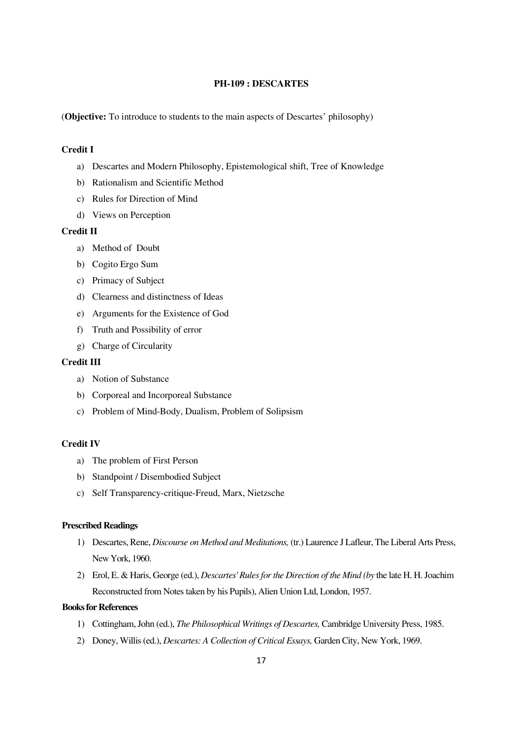## PH-109 : DESCARTES

(**Objective:** To introduce to students to the main aspects of Descartes' philosophy)

### Credit I

a) Descartes and Modern Philosophy, Epistemological shift, Tree of Knowledge
b) Rationalism and Scientific Method
c) Rules for Direction of Mind
d) Views on Perception

### Credit II

a) Method of Doubt
b) Cogito Ergo Sum
c) Primacy of Subject
d) Clearness and distinctness of Ideas
e) Arguments for the Existence of God
f) Truth and Possibility of error
g) Charge of Circularity

### Credit III

a) Notion of Substance
b) Corporeal and Incorporeal Substance
c) Problem of Mind-Body, Dualism, Problem of Solipsism

### Credit IV

a) The problem of First Person
b) Standpoint / Disembodied Subject
c) Self Transparency-critique-Freud, Marx, Nietzsche

### Prescribed Readings

1) Descartes, Rene, *Discourse on Method and Meditations,* (tr.) Laurence J Lafleur, The Liberal Arts Press, New York, 1960.
2) Erol, E. & Haris, George (ed.), *Descartes' Rules for the Direction of the Mind (by* the late H. H. Joachim Reconstructed from Notes taken by his Pupils), Alien Union Ltd, London, 1957.

### Books for References

1) Cottingham, John (ed.), *The Philosophical Writings of Descartes,* Cambridge University Press, 1985.
2) Doney, Willis (ed.), *Descartes: A Collection of Critical Essays,* Garden City, New York, 1969.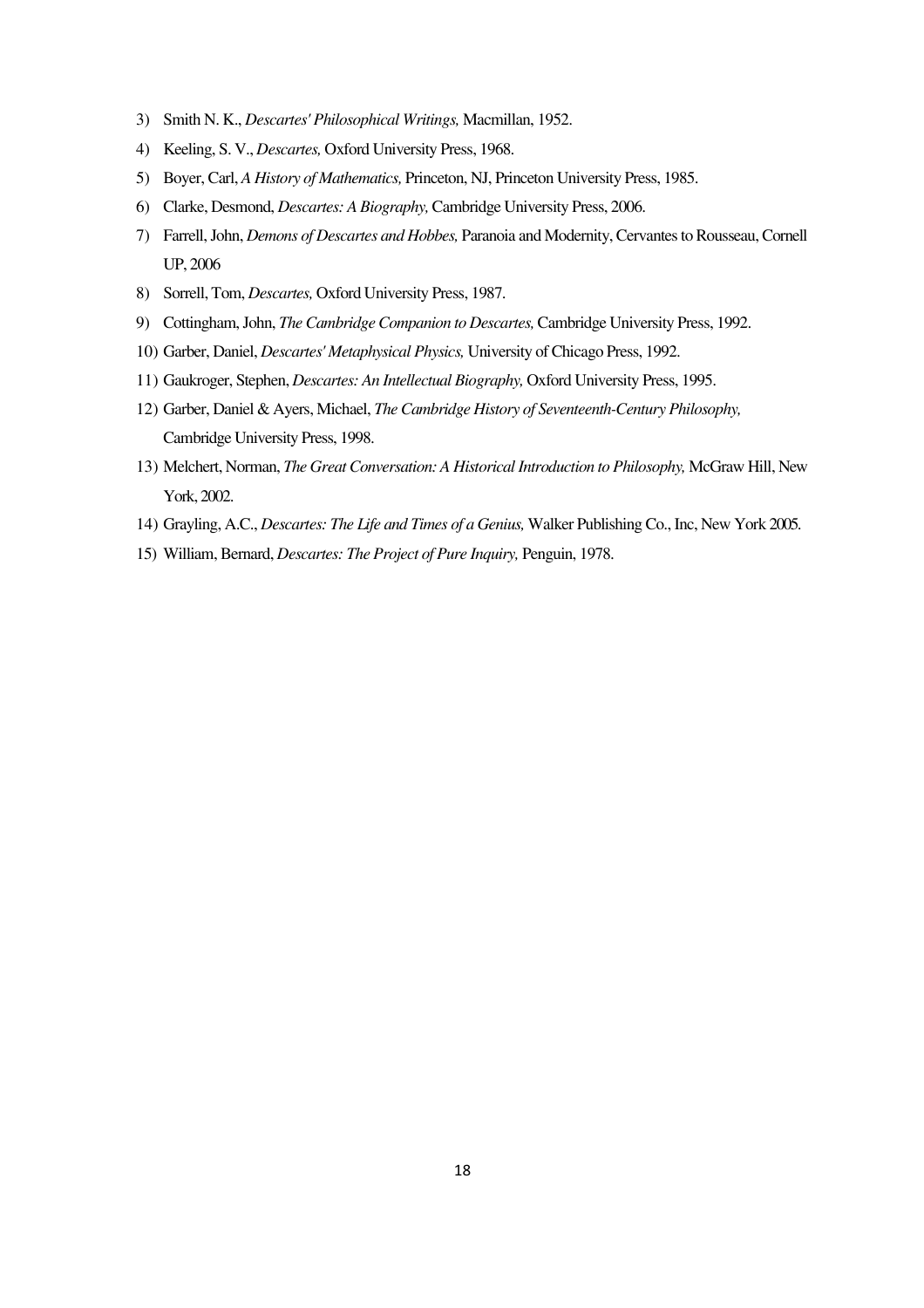3) Smith N. K., *Descartes' Philosophical Writings,* Macmillan, 1952.
4) Keeling, S. V., *Descartes,* Oxford University Press, 1968.
5) Boyer, Carl, *A History of Mathematics,* Princeton, NJ, Princeton University Press, 1985.
6) Clarke, Desmond, *Descartes: A Biography,* Cambridge University Press, 2006.
7) Farrell, John, *Demons of Descartes and Hobbes,* Paranoia and Modernity, Cervantes to Rousseau, Cornell UP, 2006
8) Sorrell, Tom, *Descartes,* Oxford University Press, 1987.
9) Cottingham, John, *The Cambridge Companion to Descartes,* Cambridge University Press, 1992.
10) Garber, Daniel, *Descartes' Metaphysical Physics,* University of Chicago Press, 1992.
11) Gaukroger, Stephen, *Descartes: An Intellectual Biography,* Oxford University Press, 1995.
12) Garber, Daniel & Ayers, Michael, *The Cambridge History of Seventeenth-Century Philosophy,* Cambridge University Press, 1998.
13) Melchert, Norman, *The Great Conversation: A Historical Introduction to Philosophy,* McGraw Hill, New York, 2002.
14) Grayling, A.C., *Descartes: The Life and Times of a Genius,* Walker Publishing Co., Inc, New York 2005.
15) William, Bernard, *Descartes: The Project of Pure Inquiry,* Penguin, 1978.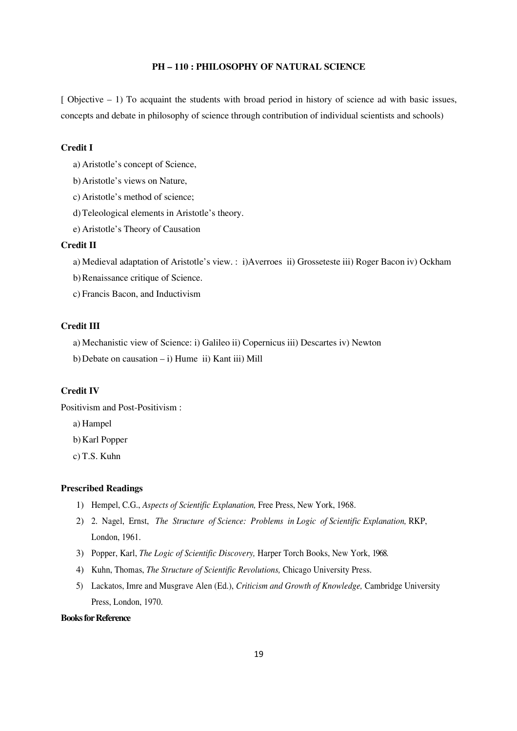## PH – 110 : PHILOSOPHY OF NATURAL SCIENCE

[ Objective – 1) To acquaint the students with broad period in history of science ad with basic issues, concepts and debate in philosophy of science through contribution of individual scientists and schools)

### Credit I

a) Aristotle's concept of Science,

b) Aristotle's views on Nature,

c) Aristotle's method of science;

d) Teleological elements in Aristotle's theory.

e) Aristotle's Theory of Causation

### Credit II

a) Medieval adaptation of Aristotle's view. : i)Averroes ii) Grosseteste iii) Roger Bacon iv) Ockham

b) Renaissance critique of Science.

c) Francis Bacon, and Inductivism

### Credit III

a) Mechanistic view of Science: i) Galileo ii) Copernicus iii) Descartes iv) Newton

b) Debate on causation – i) Hume ii) Kant iii) Mill

### Credit IV

Positivism and Post-Positivism :

a) Hampel

b) Karl Popper

c) T.S. Kuhn

### Prescribed Readings

1) Hempel, C.G., *Aspects of Scientific Explanation,* Free Press, New York, 1968.
2) 2. Nagel, Ernst, *The Structure of Science: Problems in Logic of Scientific Explanation,* RKP, London, 1961.
3) Popper, Karl, *The Logic of Scientific Discovery,* Harper Torch Books, New York, 1968.
4) Kuhn, Thomas, *The Structure of Scientific Revolutions,* Chicago University Press.
5) Lackatos, Imre and Musgrave Alen (Ed.), *Criticism and Growth of Knowledge,* Cambridge University Press, London, 1970.

### Books for Reference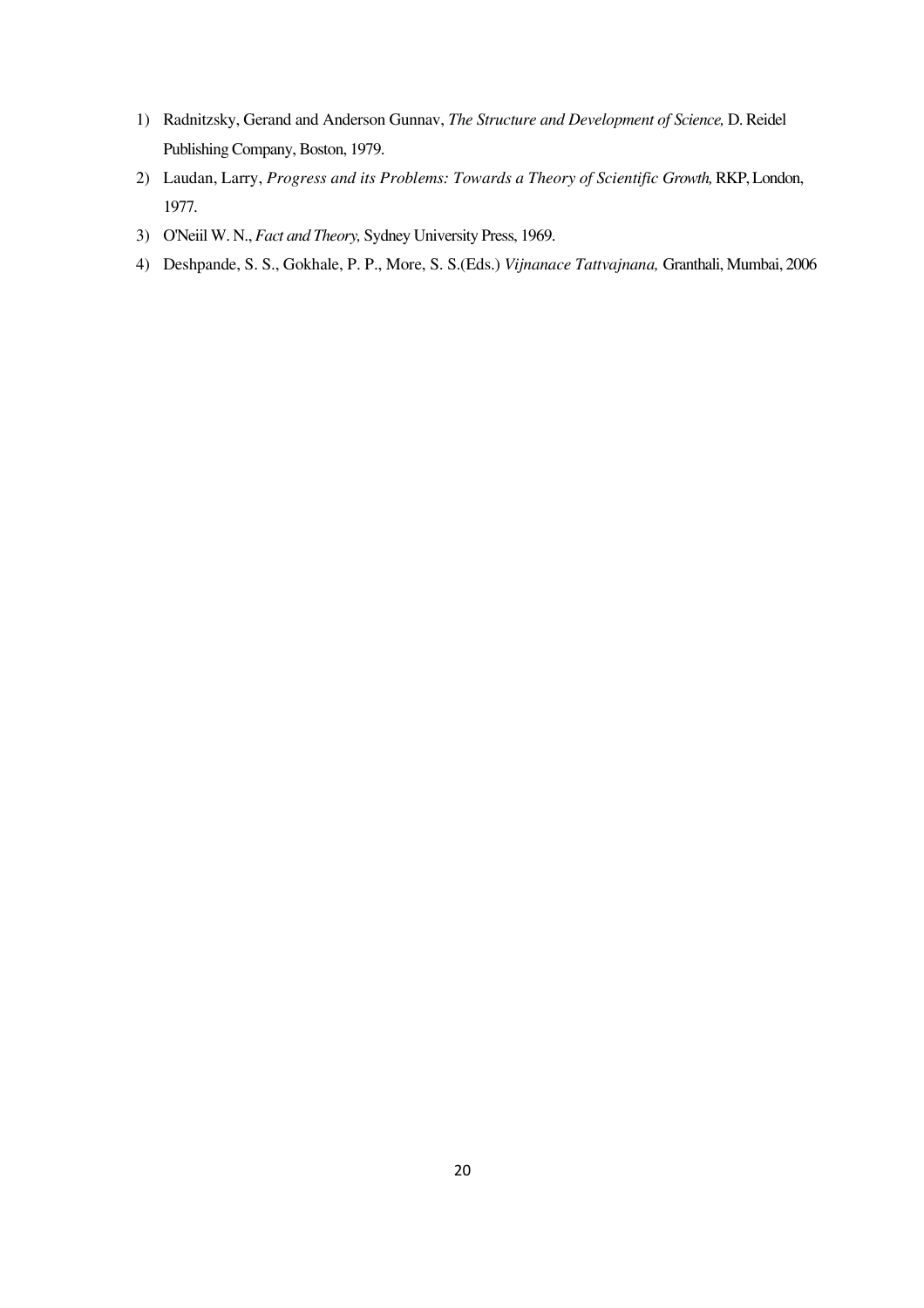1) Radnitzsky, Gerand and Anderson Gunnav, *The Structure and Development of Science,* D. Reidel Publishing Company, Boston, 1979.
2) Laudan, Larry, *Progress and its Problems: Towards a Theory of Scientific Growth,* RKP, London, 1977.
3) O'Neiil W. N., *Fact and Theory,* Sydney University Press, 1969.
4) Deshpande, S. S., Gokhale, P. P., More, S. S.(Eds.) *Vijnanace Tattvajnana,* Granthali, Mumbai, 2006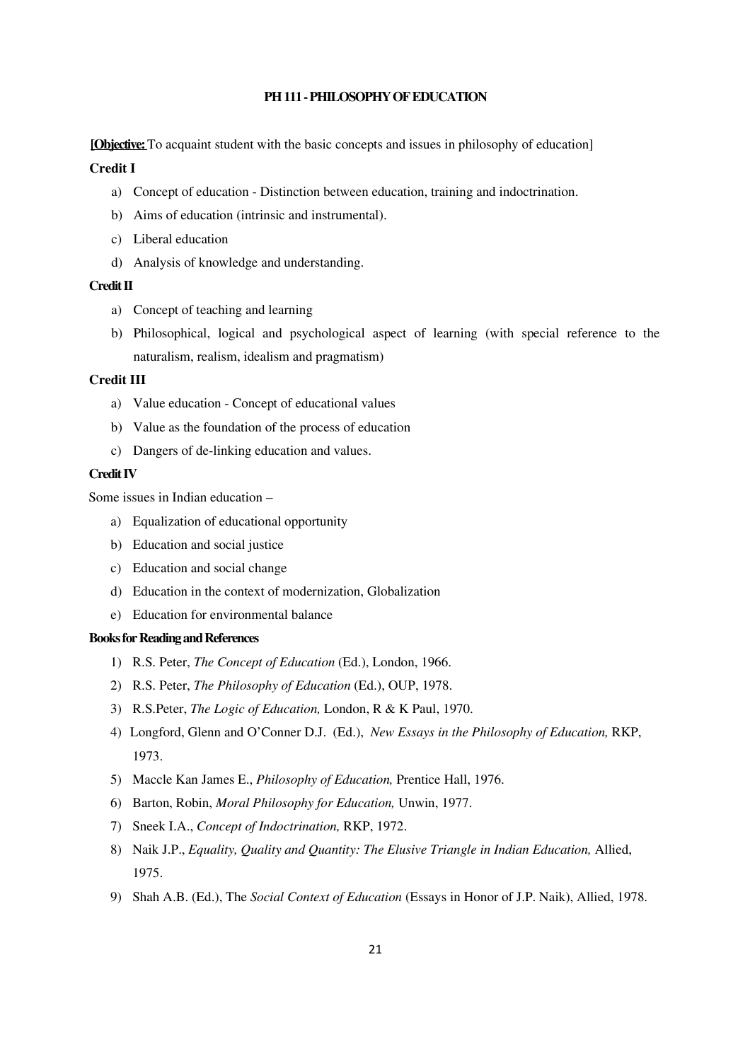## PH 111 - PHILOSOPHY OF EDUCATION

**[Objective:** To acquaint student with the basic concepts and issues in philosophy of education]

**Credit I**

a) Concept of education - Distinction between education, training and indoctrination.
b) Aims of education (intrinsic and instrumental).
c) Liberal education
d) Analysis of knowledge and understanding.

**Credit II**

a) Concept of teaching and learning
b) Philosophical, logical and psychological aspect of learning (with special reference to the naturalism, realism, idealism and pragmatism)

**Credit III**

a) Value education - Concept of educational values
b) Value as the foundation of the process of education
c) Dangers of de-linking education and values.

**Credit IV**

Some issues in Indian education –

a) Equalization of educational opportunity
b) Education and social justice
c) Education and social change
d) Education in the context of modernization, Globalization
e) Education for environmental balance

**Books for Reading and References**

1) R.S. Peter, *The Concept of Education* (Ed.), London, 1966.
2) R.S. Peter, *The Philosophy of Education* (Ed.), OUP, 1978.
3) R.S.Peter, *The Logic of Education,* London, R & K Paul, 1970.
4) Longford, Glenn and O'Conner D.J. (Ed.), *New Essays in the Philosophy of Education,* RKP, 1973.
5) Maccle Kan James E., *Philosophy of Education,* Prentice Hall, 1976.
6) Barton, Robin, *Moral Philosophy for Education,* Unwin, 1977.
7) Sneek I.A., *Concept of Indoctrination,* RKP, 1972.
8) Naik J.P., *Equality, Quality and Quantity: The Elusive Triangle in Indian Education,* Allied, 1975.
9) Shah A.B. (Ed.), The *Social Context of Education* (Essays in Honor of J.P. Naik), Allied, 1978.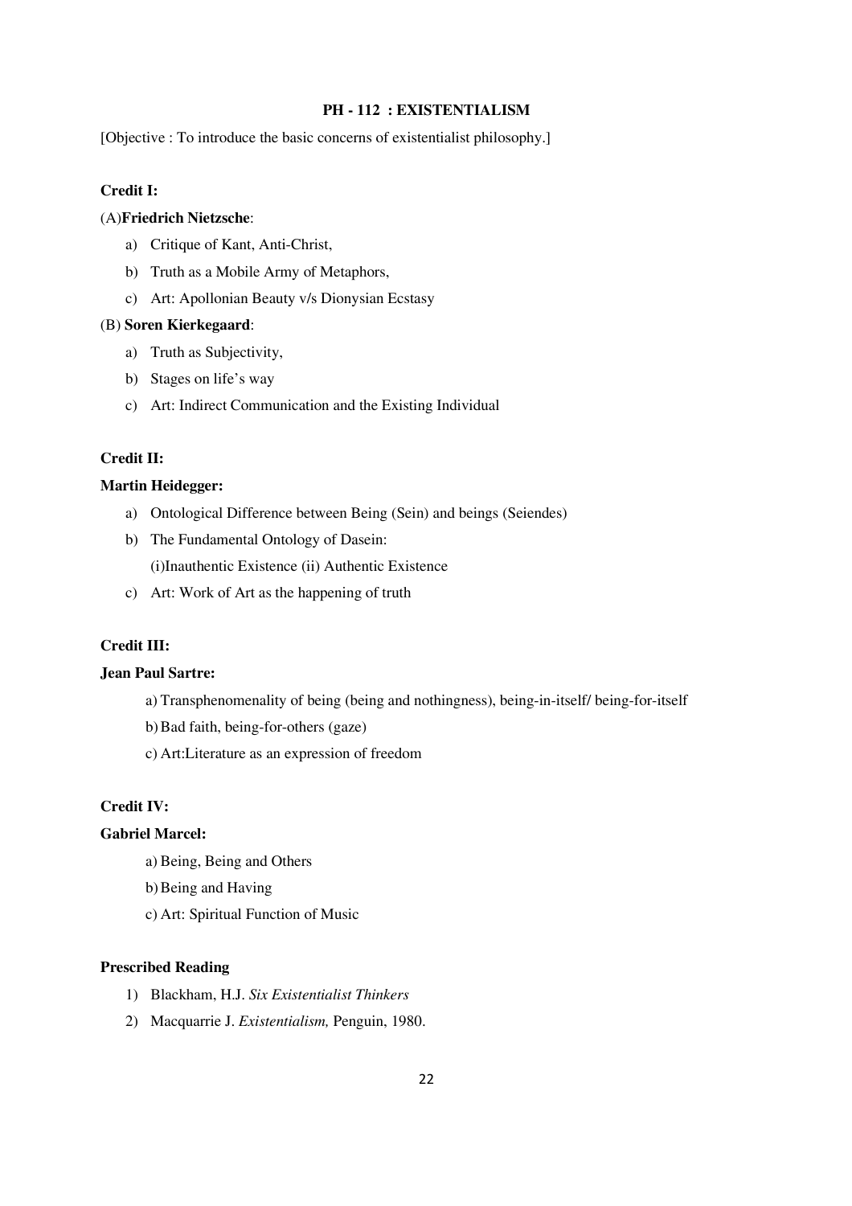## PH - 112 : EXISTENTIALISM

[Objective : To introduce the basic concerns of existentialist philosophy.]

**Credit I:**

(A) **Friedrich Nietzsche**:

a) Critique of Kant, Anti-Christ,
b) Truth as a Mobile Army of Metaphors,
c) Art: Apollonian Beauty v/s Dionysian Ecstasy

(B) **Soren Kierkegaard**:

a) Truth as Subjectivity,
b) Stages on life's way
c) Art: Indirect Communication and the Existing Individual

**Credit II:**

**Martin Heidegger:**

a) Ontological Difference between Being (Sein) and beings (Seiendes)
b) The Fundamental Ontology of Dasein:
   (i) Inauthentic Existence (ii) Authentic Existence
c) Art: Work of Art as the happening of truth

**Credit III:**

**Jean Paul Sartre:**

a) Transphenomenality of being (being and nothingness), being-in-itself/ being-for-itself
b) Bad faith, being-for-others (gaze)
c) Art:Literature as an expression of freedom

**Credit IV:**

**Gabriel Marcel:**

a) Being, Being and Others
b) Being and Having
c) Art: Spiritual Function of Music

**Prescribed Reading**

1) Blackham, H.J. *Six Existentialist Thinkers*
2) Macquarrie J. *Existentialism,* Penguin, 1980.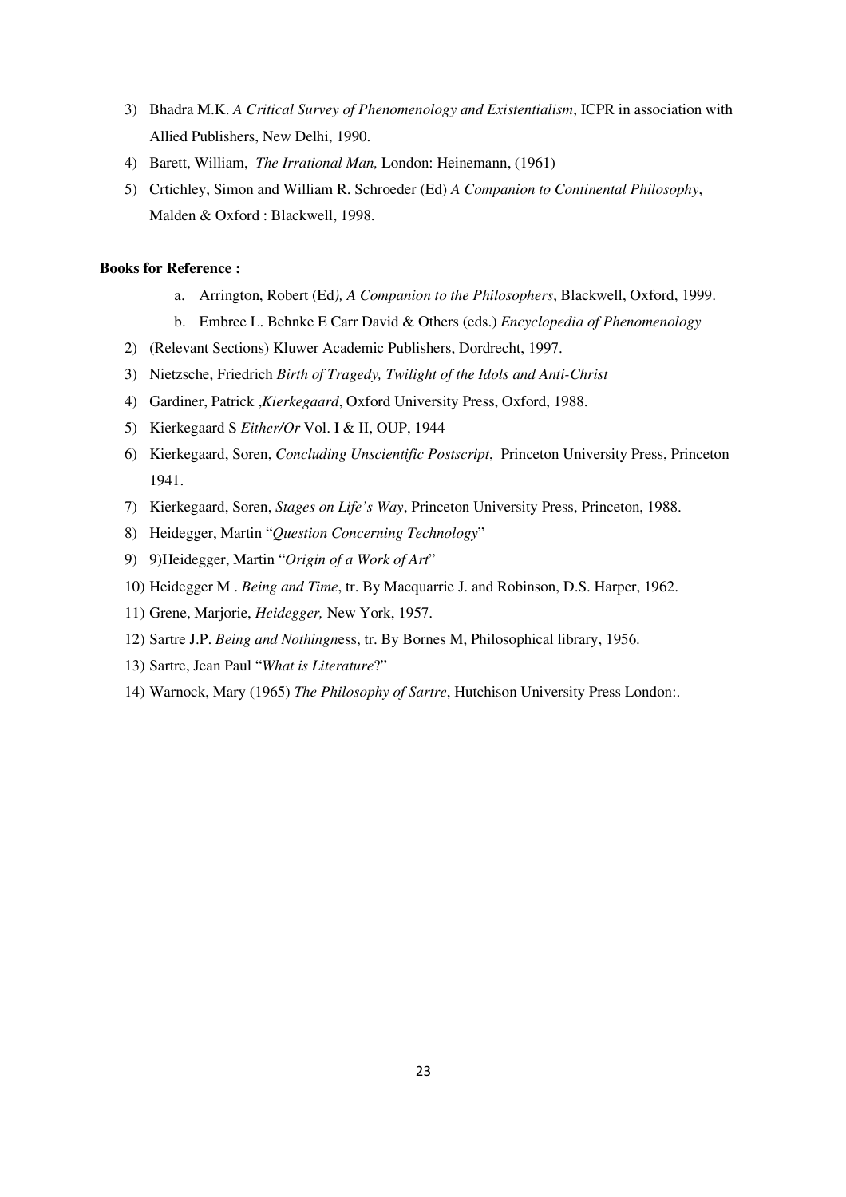3) Bhadra M.K. *A Critical Survey of Phenomenology and Existentialism*, ICPR in association with Allied Publishers, New Delhi, 1990.
4) Barett, William, *The Irrational Man,* London: Heinemann, (1961)
5) Crtichley, Simon and William R. Schroeder (Ed) *A Companion to Continental Philosophy*, Malden & Oxford : Blackwell, 1998.

**Books for Reference :**

a. Arrington, Robert (Ed*), A Companion to the Philosophers*, Blackwell, Oxford, 1999.
b. Embree L. Behnke E Carr David & Others (eds.) *Encyclopedia of Phenomenology*

2) (Relevant Sections) Kluwer Academic Publishers, Dordrecht, 1997.
3) Nietzsche, Friedrich *Birth of Tragedy, Twilight of the Idols and Anti-Christ*
4) Gardiner, Patrick ,*Kierkegaard*, Oxford University Press, Oxford, 1988.
5) Kierkegaard S *Either/Or* Vol. I & II, OUP, 1944
6) Kierkegaard, Soren, *Concluding Unscientific Postscript*, Princeton University Press, Princeton 1941.
7) Kierkegaard, Soren, *Stages on Life's Way*, Princeton University Press, Princeton, 1988.
8) Heidegger, Martin "*Question Concerning Technology*"
9) 9)Heidegger, Martin "*Origin of a Work of Art*"
10) Heidegger M . *Being and Time*, tr. By Macquarrie J. and Robinson, D.S. Harper, 1962.
11) Grene, Marjorie, *Heidegger,* New York, 1957.
12) Sartre J.P. *Being and Nothingn*ess, tr. By Bornes M, Philosophical library, 1956.
13) Sartre, Jean Paul "*What is Literature*?"
14) Warnock, Mary (1965) *The Philosophy of Sartre*, Hutchison University Press London:.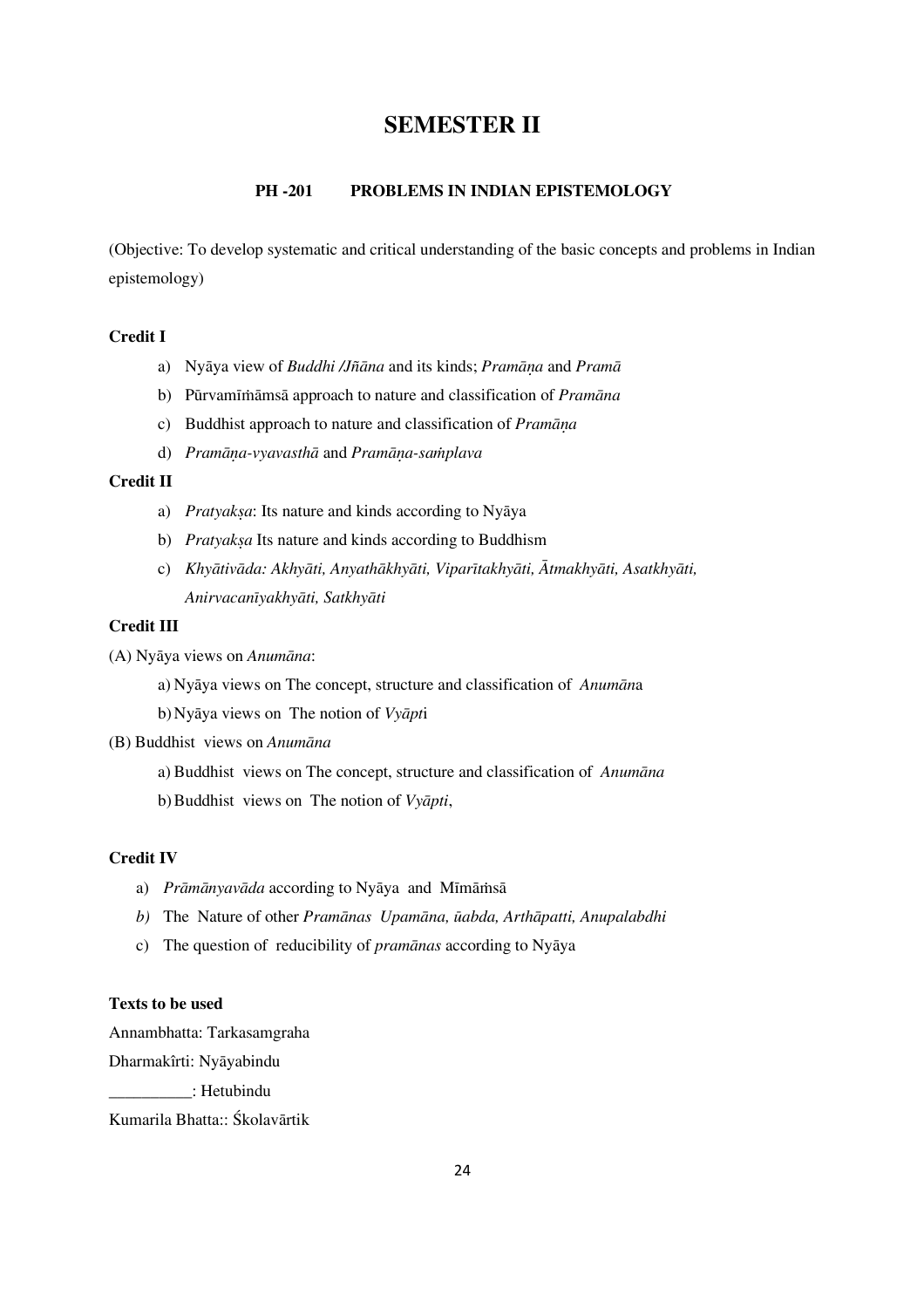# SEMESTER II

### PH -201 PROBLEMS IN INDIAN EPISTEMOLOGY

(Objective: To develop systematic and critical understanding of the basic concepts and problems in Indian epistemology)

**Credit I**

a) Nyāya view of *Buddhi /Jñāna* and its kinds; *Pramāṇa* and *Pramā*

b) Pūrvamīṁāmsā approach to nature and classification of *Pramāna*

c) Buddhist approach to nature and classification of *Pramāṇa*

d) *Pramāṇa-vyavasthā* and *Pramāṇa-saṁplava*

**Credit II**

a) *Pratyakṣa*: Its nature and kinds according to Nyāya

b) *Pratyakṣa* Its nature and kinds according to Buddhism

c) *Khyātivāda: Akhyāti, Anyathākhyāti, Viparītakhyāti, Ātmakhyāti, Asatkhyāti, Anirvacanīyakhyāti, Satkhyāti*

**Credit III**

(A) Nyāya views on *Anumāna*:

a) Nyāya views on The concept, structure and classification of *Anumān*a

b) Nyāya views on The notion of *Vyāpt*i

(B) Buddhist views on *Anumāna*

a) Buddhist views on The concept, structure and classification of *Anumāna*

b) Buddhist views on The notion of *Vyāpti*,

**Credit IV**

a) *Prāmānyavāda* according to Nyāya and Mīmāṁsā

*b)* The Nature of other *Pramānas Upamāna, ūabda, Arthāpatti, Anupalabdhi*

c) The question of reducibility of *pramānas* according to Nyāya

**Texts to be used**

Annambhatta: Tarkasamgraha

Dharmakîrti: Nyāyabindu

__________: Hetubindu

Kumarila Bhatta:: Ślokavārtik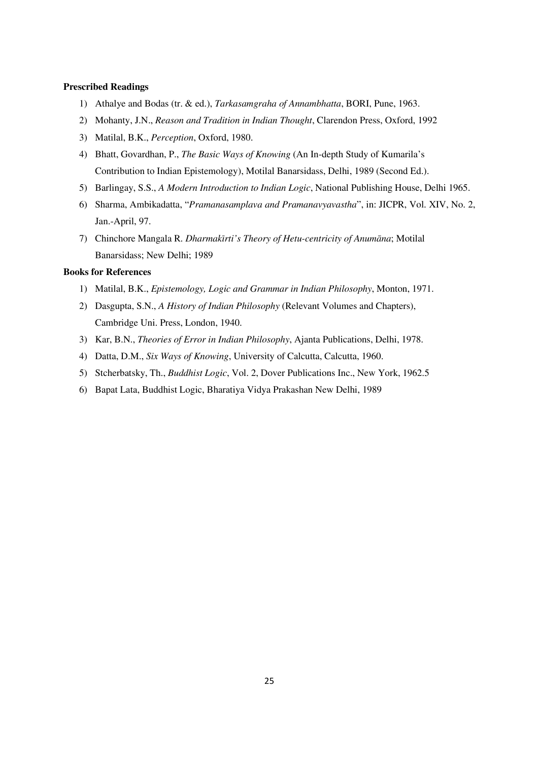**Prescribed Readings**

1) Athalye and Bodas (tr. & ed.), *Tarkasamgraha of Annambhatta*, BORI, Pune, 1963.
2) Mohanty, J.N., *Reason and Tradition in Indian Thought*, Clarendon Press, Oxford, 1992
3) Matilal, B.K., *Perception*, Oxford, 1980.
4) Bhatt, Govardhan, P., *The Basic Ways of Knowing* (An In-depth Study of Kumarila's Contribution to Indian Epistemology), Motilal Banarsidass, Delhi, 1989 (Second Ed.).
5) Barlingay, S.S., *A Modern Introduction to Indian Logic*, National Publishing House, Delhi 1965.
6) Sharma, Ambikadatta, "*Pramanasamplava and Pramanavyavastha*", in: JICPR, Vol. XIV, No. 2, Jan.-April, 97.
7) Chinchore Mangala R. *Dharmakīrti's Theory of Hetu-centricity of Anumāna*; Motilal Banarsidass; New Delhi; 1989

**Books for References**

1) Matilal, B.K., *Epistemology, Logic and Grammar in Indian Philosophy*, Monton, 1971.
2) Dasgupta, S.N., *A History of Indian Philosophy* (Relevant Volumes and Chapters), Cambridge Uni. Press, London, 1940.
3) Kar, B.N., *Theories of Error in Indian Philosophy*, Ajanta Publications, Delhi, 1978.
4) Datta, D.M., *Six Ways of Knowing*, University of Calcutta, Calcutta, 1960.
5) Stcherbatsky, Th., *Buddhist Logic*, Vol. 2, Dover Publications Inc., New York, 1962.5
6) Bapat Lata, Buddhist Logic, Bharatiya Vidya Prakashan New Delhi, 1989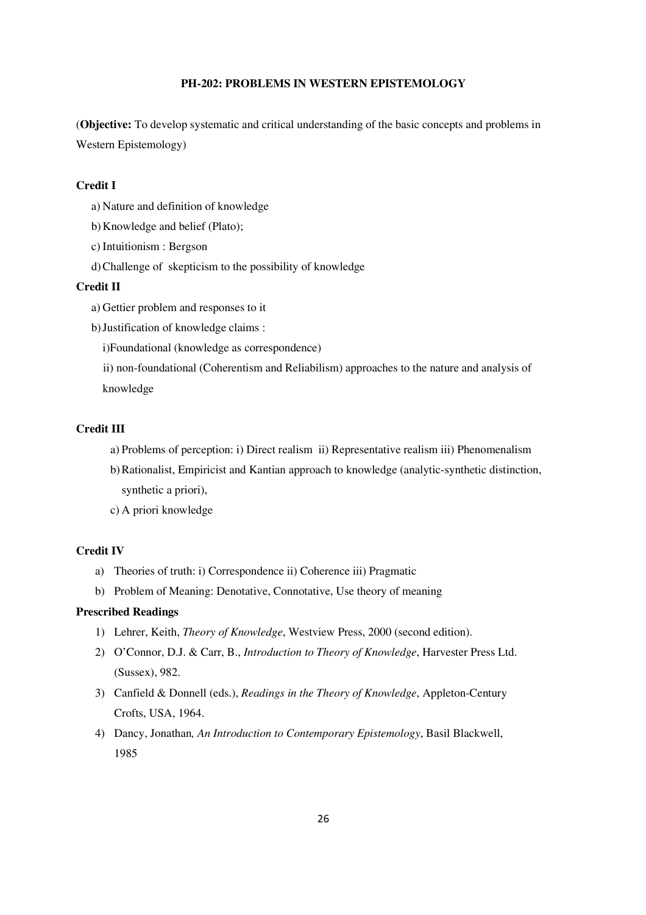## PH-202: PROBLEMS IN WESTERN EPISTEMOLOGY

(**Objective:** To develop systematic and critical understanding of the basic concepts and problems in Western Epistemology)

**Credit I**

a) Nature and definition of knowledge
b) Knowledge and belief (Plato);
c) Intuitionism : Bergson
d) Challenge of skepticism to the possibility of knowledge

**Credit II**

a) Gettier problem and responses to it
b) Justification of knowledge claims :
   i) Foundational (knowledge as correspondence)
   ii) non-foundational (Coherentism and Reliabilism) approaches to the nature and analysis of knowledge

**Credit III**

a) Problems of perception: i) Direct realism ii) Representative realism iii) Phenomenalism
b) Rationalist, Empiricist and Kantian approach to knowledge (analytic-synthetic distinction, synthetic a priori),
c) A priori knowledge

**Credit IV**

a) Theories of truth: i) Correspondence ii) Coherence iii) Pragmatic
b) Problem of Meaning: Denotative, Connotative, Use theory of meaning

**Prescribed Readings**

1) Lehrer, Keith, *Theory of Knowledge*, Westview Press, 2000 (second edition).
2) O'Connor, D.J. & Carr, B., *Introduction to Theory of Knowledge*, Harvester Press Ltd. (Sussex), 982.
3) Canfield & Donnell (eds.), *Readings in the Theory of Knowledge*, Appleton-Century Crofts, USA, 1964.
4) Dancy, Jonathan*, An Introduction to Contemporary Epistemology*, Basil Blackwell, 1985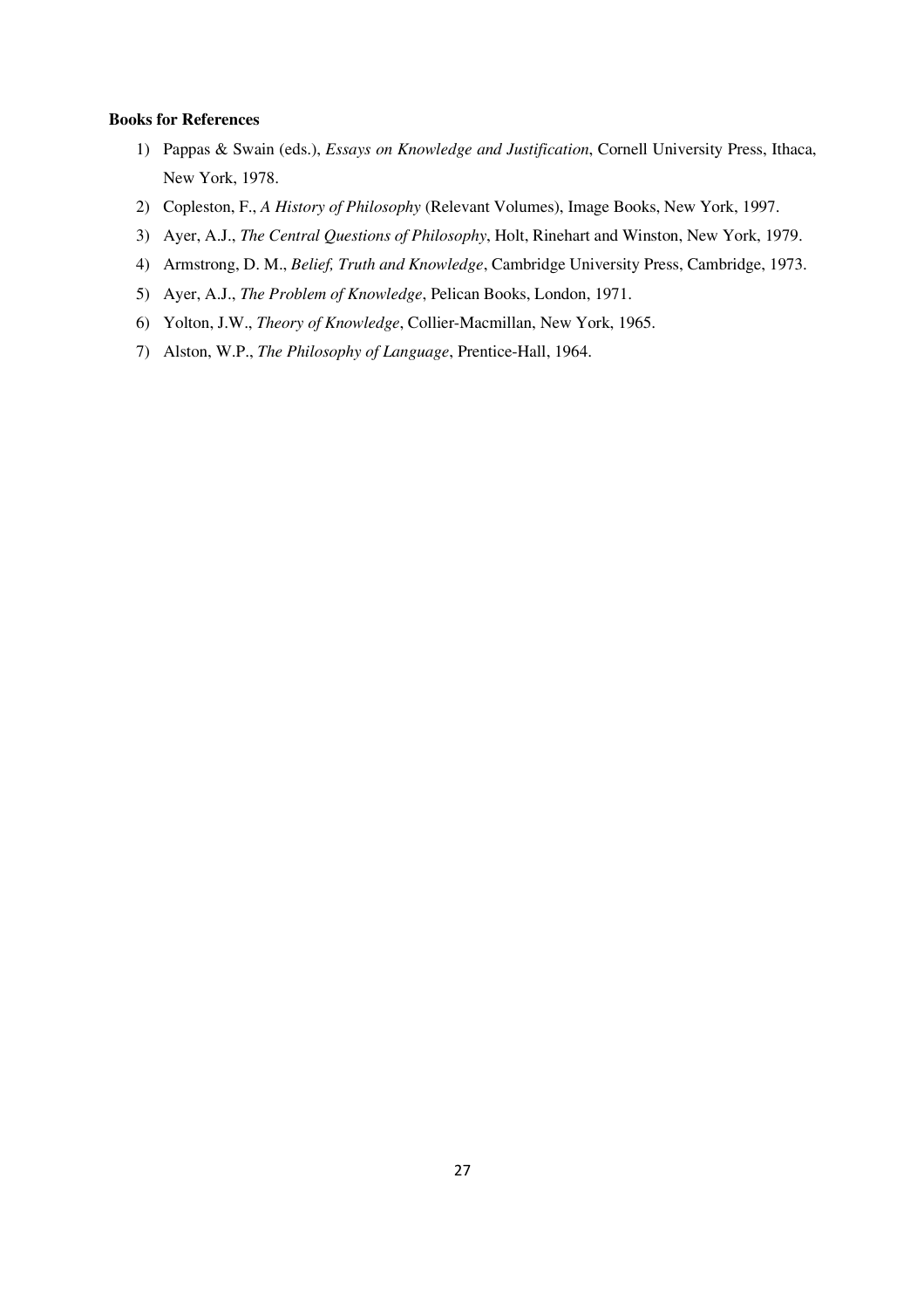**Books for References**

1) Pappas & Swain (eds.), *Essays on Knowledge and Justification*, Cornell University Press, Ithaca, New York, 1978.
2) Copleston, F., *A History of Philosophy* (Relevant Volumes), Image Books, New York, 1997.
3) Ayer, A.J., *The Central Questions of Philosophy*, Holt, Rinehart and Winston, New York, 1979.
4) Armstrong, D. M., *Belief, Truth and Knowledge*, Cambridge University Press, Cambridge, 1973.
5) Ayer, A.J., *The Problem of Knowledge*, Pelican Books, London, 1971.
6) Yolton, J.W., *Theory of Knowledge*, Collier-Macmillan, New York, 1965.
7) Alston, W.P., *The Philosophy of Language*, Prentice-Hall, 1964.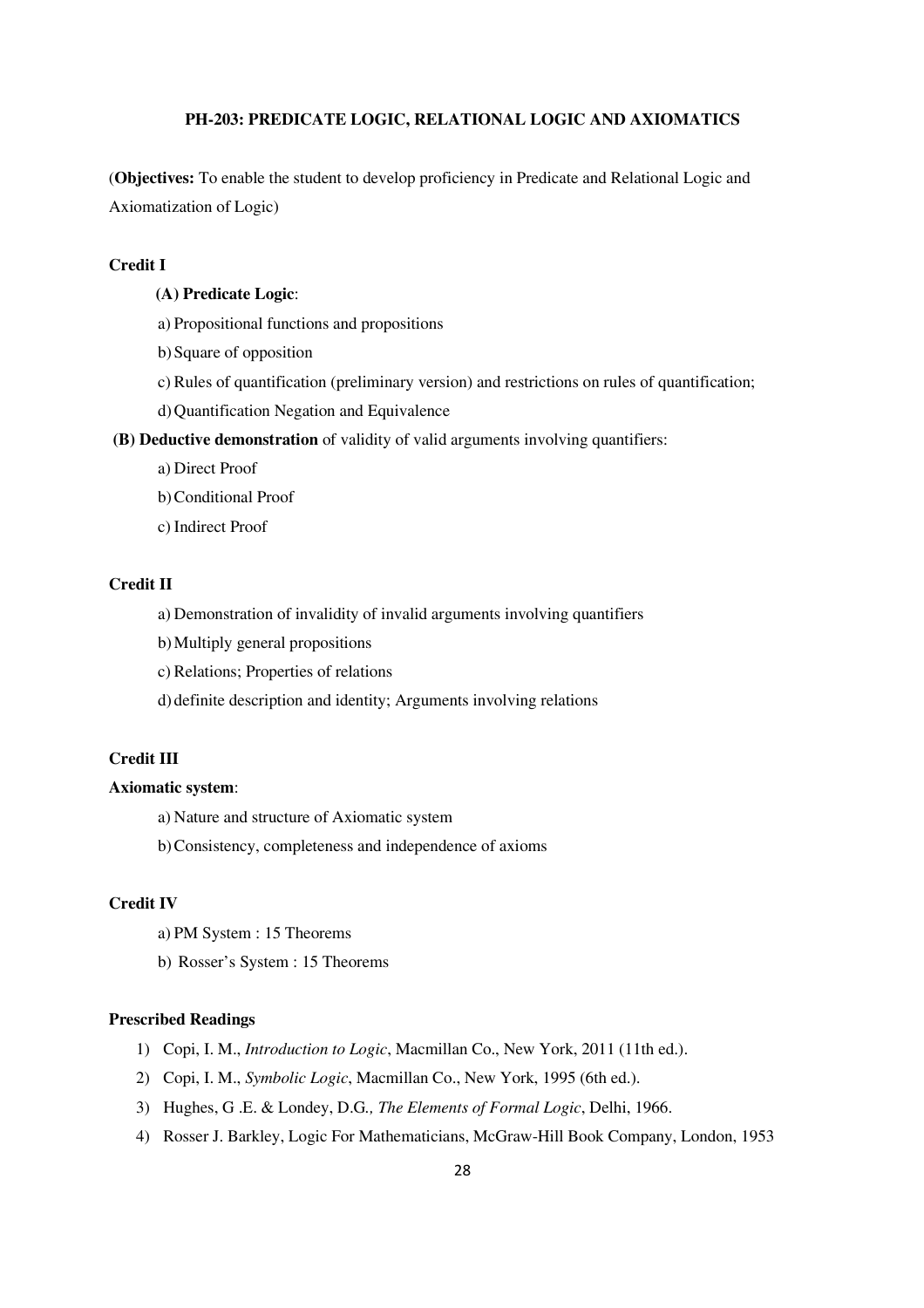## PH-203: PREDICATE LOGIC, RELATIONAL LOGIC AND AXIOMATICS

(**Objectives:** To enable the student to develop proficiency in Predicate and Relational Logic and Axiomatization of Logic)

### Credit I

**(A) Predicate Logic**:

a) Propositional functions and propositions

b) Square of opposition

c) Rules of quantification (preliminary version) and restrictions on rules of quantification;

d) Quantification Negation and Equivalence

**(B) Deductive demonstration** of validity of valid arguments involving quantifiers:

a) Direct Proof

b) Conditional Proof

c) Indirect Proof

### Credit II

a) Demonstration of invalidity of invalid arguments involving quantifiers

b) Multiply general propositions

c) Relations; Properties of relations

d) definite description and identity; Arguments involving relations

### Credit III

**Axiomatic system**:

a) Nature and structure of Axiomatic system

b) Consistency, completeness and independence of axioms

### Credit IV

a) PM System : 15 Theorems

b) Rosser's System : 15 Theorems

### Prescribed Readings

1) Copi, I. M., *Introduction to Logic*, Macmillan Co., New York, 2011 (11th ed.).
2) Copi, I. M., *Symbolic Logic*, Macmillan Co., New York, 1995 (6th ed.).
3) Hughes, G .E. & Londey, D.G*., The Elements of Formal Logic*, Delhi, 1966.
4) Rosser J. Barkley, Logic For Mathematicians, McGraw-Hill Book Company, London, 1953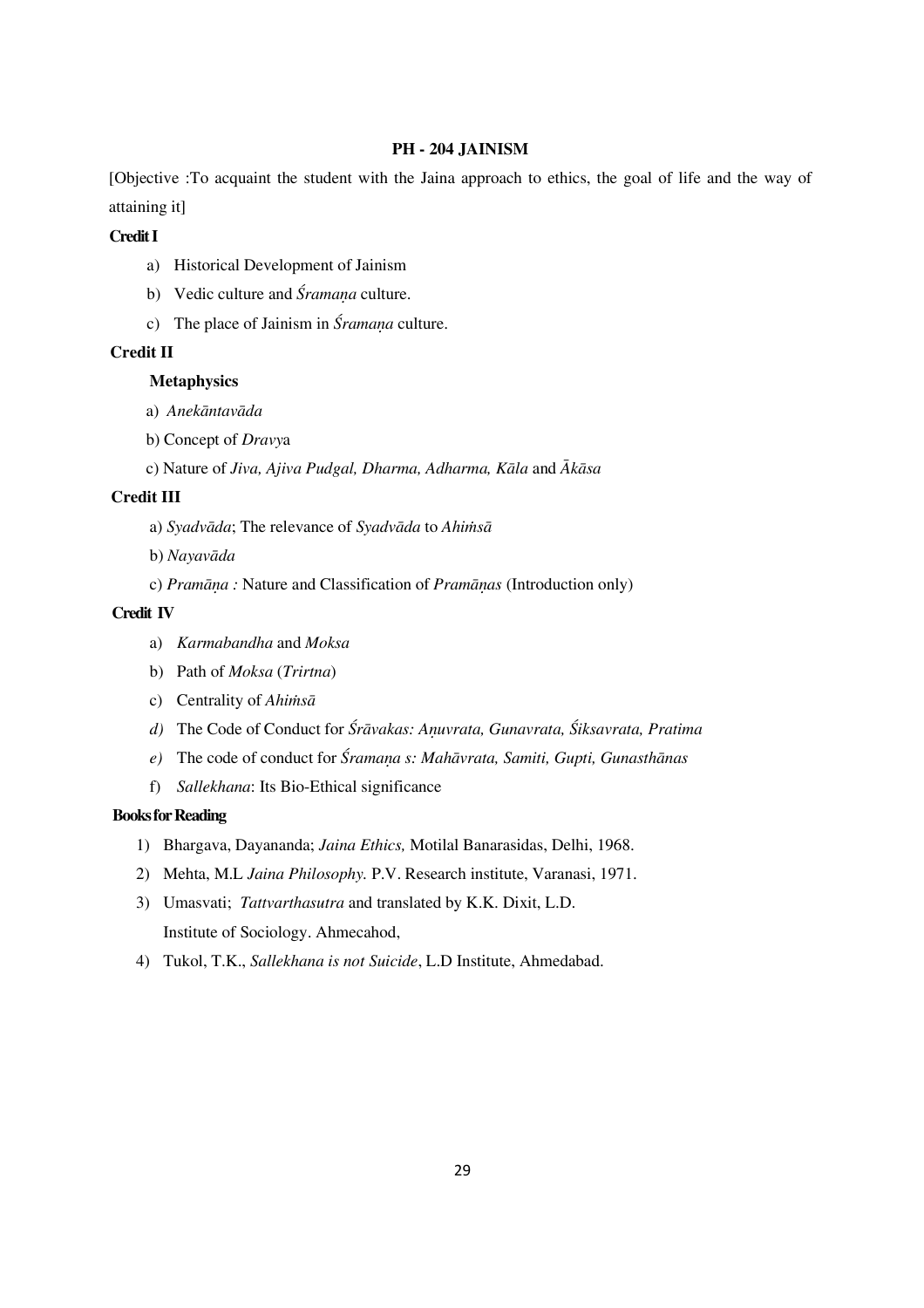## PH - 204 JAINISM

[Objective :To acquaint the student with the Jaina approach to ethics, the goal of life and the way of attaining it]

**Credit I**

a) Historical Development of Jainism

b) Vedic culture and *Śramaṇa* culture.

c) The place of Jainism in *Śramaṇa* culture.

**Credit II**

**Metaphysics**

a) *Anekāntavāda*

b) Concept of *Dravy*a

c) Nature of *Jiva, Ajiva Pudgal, Dharma, Adharma, Kāla* and *Ākāsa*

**Credit III**

a) *Syadvāda*; The relevance of *Syadvāda* to *Ahiṁsā*

b) *Nayavāda*

c) *Pramāṇa :* Nature and Classification of *Pramāṇas* (Introduction only)

**Credit IV**

a) *Karmabandha* and *Moksa*

b) Path of *Moksa* (*Trirtna*)

c) Centrality of *Ahiṁsā*

*d)* The Code of Conduct for *Śrāvakas: Aṇuvrata, Gunavrata, Śiksavrata, Pratima*

*e)* The code of conduct for *Śramaṇa s: Mahāvrata, Samiti, Gupti, Gunasthānas*

f) *Sallekhana*: Its Bio-Ethical significance

**Books for Reading**

1) Bhargava, Dayananda; *Jaina Ethics,* Motilal Banarasidas, Delhi, 1968.
2) Mehta, M.L *Jaina Philosophy.* P.V. Research institute, Varanasi, 1971.
3) Umasvati; *Tattvarthasutra* and translated by K.K. Dixit, L.D. Institute of Sociology. Ahmecahod,
4) Tukol, T.K., *Sallekhana is not Suicide*, L.D Institute, Ahmedabad.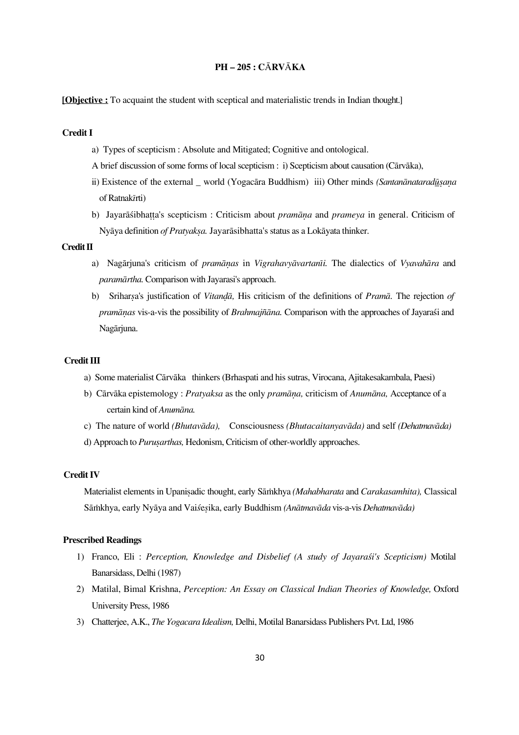## PH – 205 : CĀRVĀKA

**[Objective :** To acquaint the student with sceptical and materialistic trends in Indian thought.]

**Credit I**

a) Types of scepticism : Absolute and Mitigated; Cognitive and ontological.

A brief discussion of some forms of local scepticism : i) Scepticism about causation (Cārvāka),

ii) Existence of the external _ world (Yogacāra Buddhism) iii) Other minds *(Santanānataradūṣaṇa* of Ratnakīrti)

b) Jayarāśibhaṭṭa's scepticism : Criticism about *pramāṇa* and *prameya* in general. Criticism of Nyāya definition *of Pratyakṣa.* Jayarāsibhatta's status as a Lokāyata thinker.

**Credit II**

a) Nagārjuna's criticism of *pramāṇas* in *Vigrahavyāvartanīi.* The dialectics of *Vyavahāra* and *paramārtha.* Comparison with Jayarasi's approach.

b) Sriharṣa's justification of *Vitaṇḍā,* His criticism of the definitions of *Pramā.* The rejection *of pramāṇas* vis-a-vis the possibility of *Brahmajñāna.* Comparison with the approaches of Jayaraśi and Nagārjuna.

**Credit III**

a) Some materialist Cārvāka thinkers (Brhaspati and his sutras, Virocana, Ajitakesakambala, Paesi)

b) Cārvāka epistemology : *Pratyaksa* as the only *pramāṇa,* criticism of *Anumāna,* Acceptance of a certain kind of *Anumāna.*

c) The nature of world *(Bhutavāda),* Consciousness *(Bhutacaitanyavāda)* and self *(Dehatmavāda)*

d) Approach to *Puruṣarthas,* Hedonism, Criticism of other-worldly approaches.

**Credit IV**

Materialist elements in Upaniṣadic thought, early Sāṁkhya *(Mahabharata* and *Carakasamhita),* Classical Sāṁkhya, early Nyāya and Vaiśeṣika, early Buddhism *(Anātmavāda* vis-a-vis *Dehatmavāda)*

**Prescribed Readings**

1) Franco, Eli : *Perception, Knowledge and Disbelief (A study of Jayaraśi's Scepticism)* Motilal Banarsidass, Delhi (1987)
2) Matilal, Bimal Krishna, *Perception: An Essay on Classical Indian Theories of Knowledge,* Oxford University Press, 1986
3) Chatterjee, A.K., *The Yogacara Idealism,* Delhi, Motilal Banarsidass Publishers Pvt. Ltd, 1986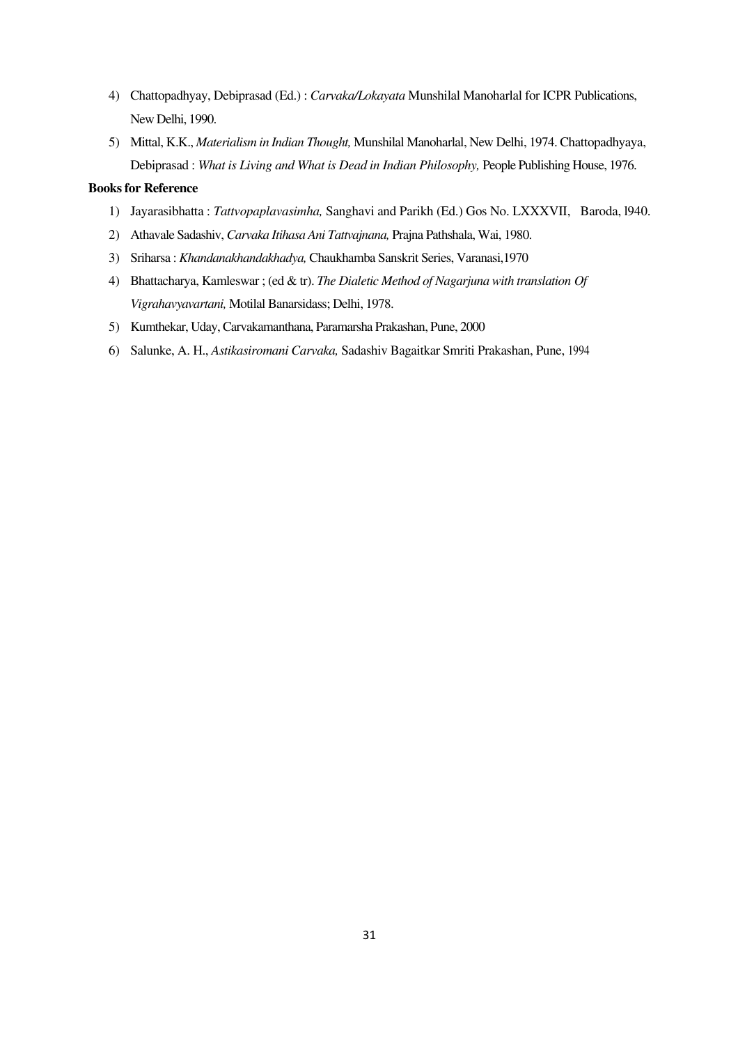4) Chattopadhyay, Debiprasad (Ed.) : *Carvaka/Lokayata* Munshilal Manoharlal for ICPR Publications, New Delhi, 1990.
5) Mittal, K.K., *Materialism in Indian Thought,* Munshilal Manoharlal, New Delhi, 1974. Chattopadhyaya, Debiprasad : *What is Living and What is Dead in Indian Philosophy,* People Publishing House, 1976.

**Books for Reference**

1) Jayarasibhatta : *Tattvopaplavasimha,* Sanghavi and Parikh (Ed.) Gos No. LXXXVII, Baroda, l940.
2) Athavale Sadashiv, *Carvaka Itihasa Ani Tattvajnana,* Prajna Pathshala, Wai, 1980.
3) Sriharsa : *Khandanakhandakhadya,* Chaukhamba Sanskrit Series, Varanasi,1970
4) Bhattacharya, Kamleswar ; (ed & tr). *The Dialetic Method of Nagarjuna with translation Of Vigrahavyavartani,* Motilal Banarsidass; Delhi, 1978.
5) Kumthekar, Uday, Carvakamanthana, Paramarsha Prakashan, Pune, 2000
6) Salunke, A. H., *Astikasiromani Carvaka,* Sadashiv Bagaitkar Smriti Prakashan, Pune, 1994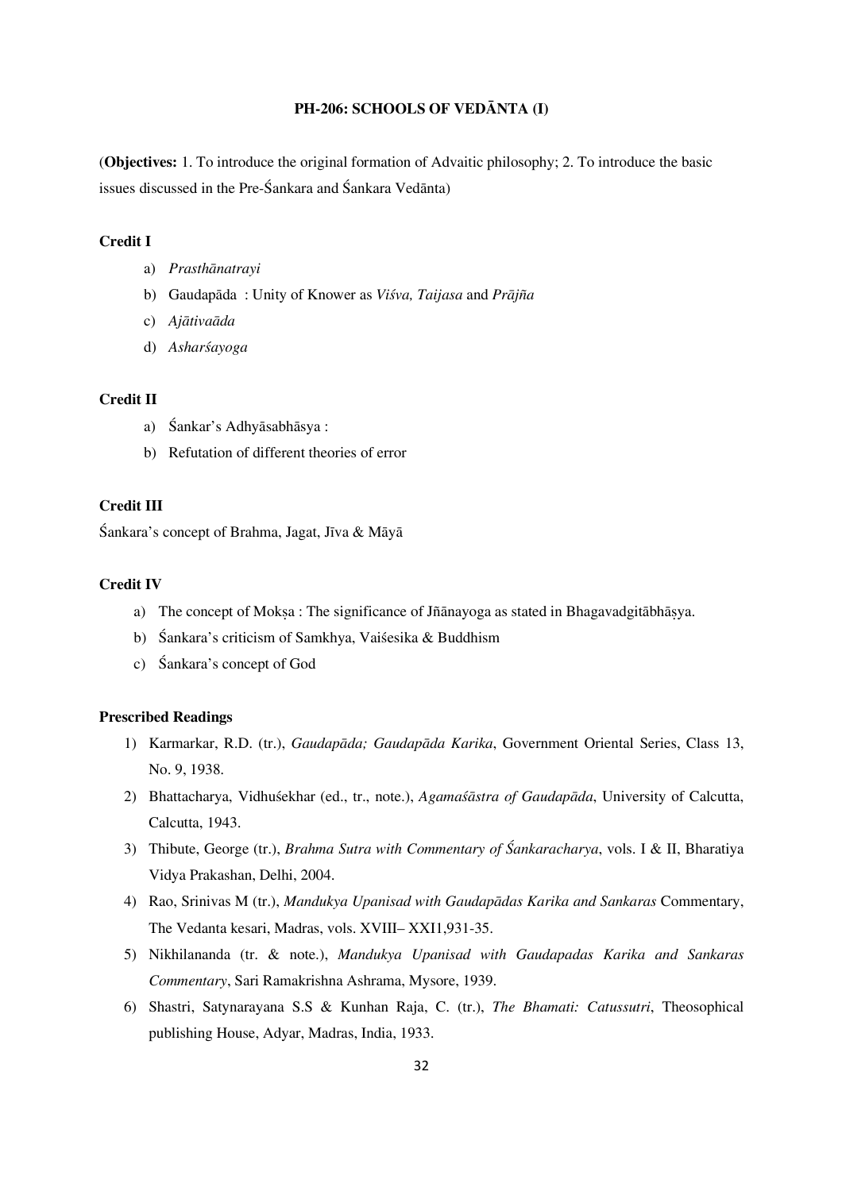## PH-206: SCHOOLS OF VEDĀNTA (I)

(**Objectives:** 1. To introduce the original formation of Advaitic philosophy; 2. To introduce the basic issues discussed in the Pre-Śankara and Śankara Vedānta)

### Credit I

a) *Prasthānatrayi*
b) Gaudapāda : Unity of Knower as *Viśva, Taijasa* and *Prājña*
c) *Ajātivaāda*
d) *Asharśayoga*

### Credit II

a) Śankar's Adhyāsabhāsya :
b) Refutation of different theories of error

### Credit III

Śankara's concept of Brahma, Jagat, Jīva & Māyā

### Credit IV

a) The concept of Mokṣa : The significance of Jñānayoga as stated in Bhagavadgitābhāṣya.
b) Śankara's criticism of Samkhya, Vaiśesika & Buddhism
c) Śankara's concept of God

### Prescribed Readings

1) Karmarkar, R.D. (tr.), *Gaudapāda; Gaudapāda Karika*, Government Oriental Series, Class 13, No. 9, 1938.
2) Bhattacharya, Vidhuśekhar (ed., tr., note.), *Agamaśāstra of Gaudapāda*, University of Calcutta, Calcutta, 1943.
3) Thibute, George (tr.), *Brahma Sutra with Commentary of Śankaracharya*, vols. I & II, Bharatiya Vidya Prakashan, Delhi, 2004.
4) Rao, Srinivas M (tr.), *Mandukya Upanisad with Gaudapādas Karika and Sankaras* Commentary, The Vedanta kesari, Madras, vols. XVIII– XXI1,931-35.
5) Nikhilananda (tr. & note.), *Mandukya Upanisad with Gaudapadas Karika and Sankaras Commentary*, Sari Ramakrishna Ashrama, Mysore, 1939.
6) Shastri, Satynarayana S.S & Kunhan Raja, C. (tr.), *The Bhamati: Catussutri*, Theosophical publishing House, Adyar, Madras, India, 1933.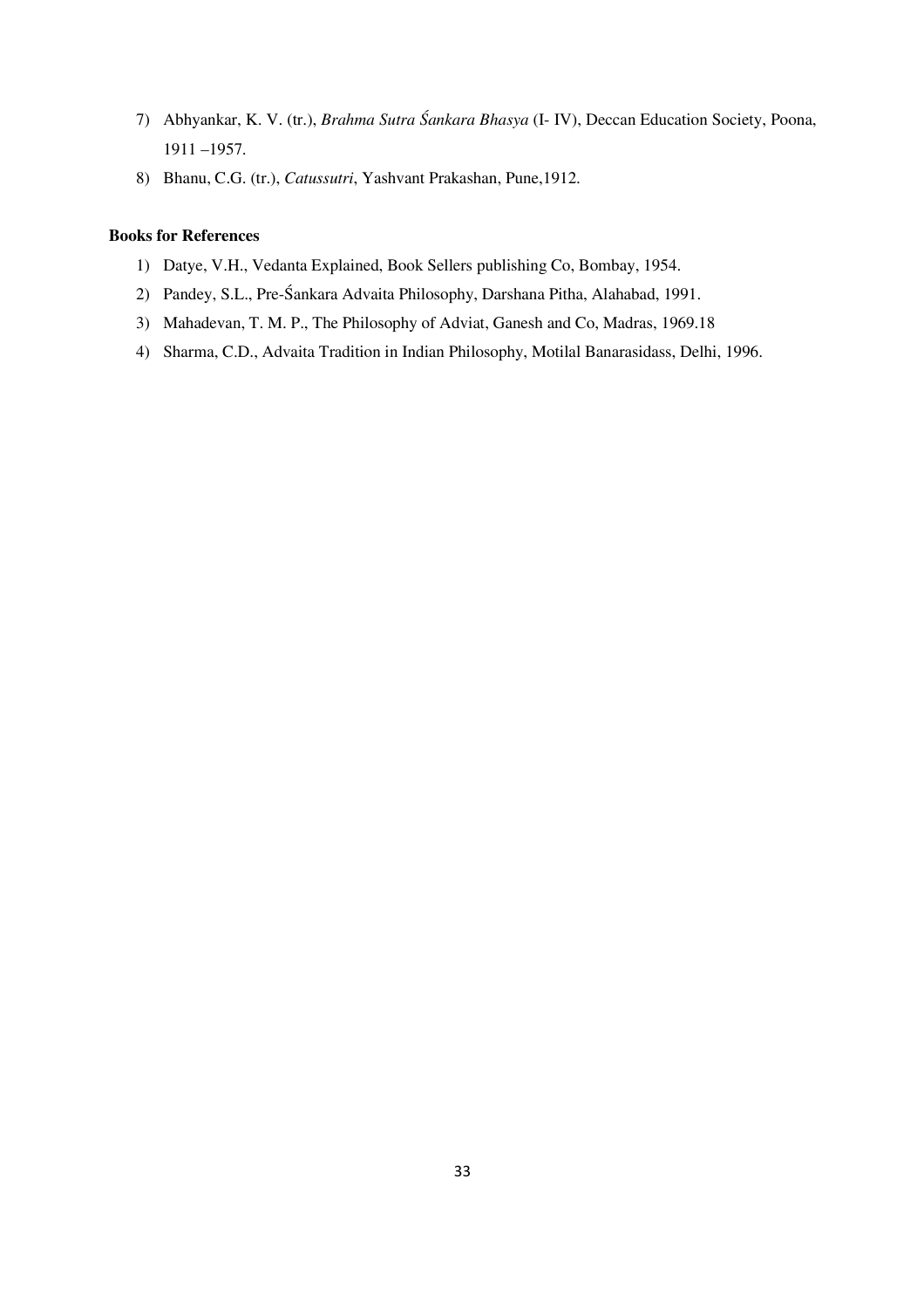7) Abhyankar, K. V. (tr.), *Brahma Sutra Śankara Bhasya* (I- IV), Deccan Education Society, Poona, 1911 –1957.
8) Bhanu, C.G. (tr.), *Catussutri*, Yashvant Prakashan, Pune,1912.

**Books for References**

1) Datye, V.H., Vedanta Explained, Book Sellers publishing Co, Bombay, 1954.
2) Pandey, S.L., Pre-Śankara Advaita Philosophy, Darshana Pitha, Alahabad, 1991.
3) Mahadevan, T. M. P., The Philosophy of Adviat, Ganesh and Co, Madras, 1969.18
4) Sharma, C.D., Advaita Tradition in Indian Philosophy, Motilal Banarasidass, Delhi, 1996.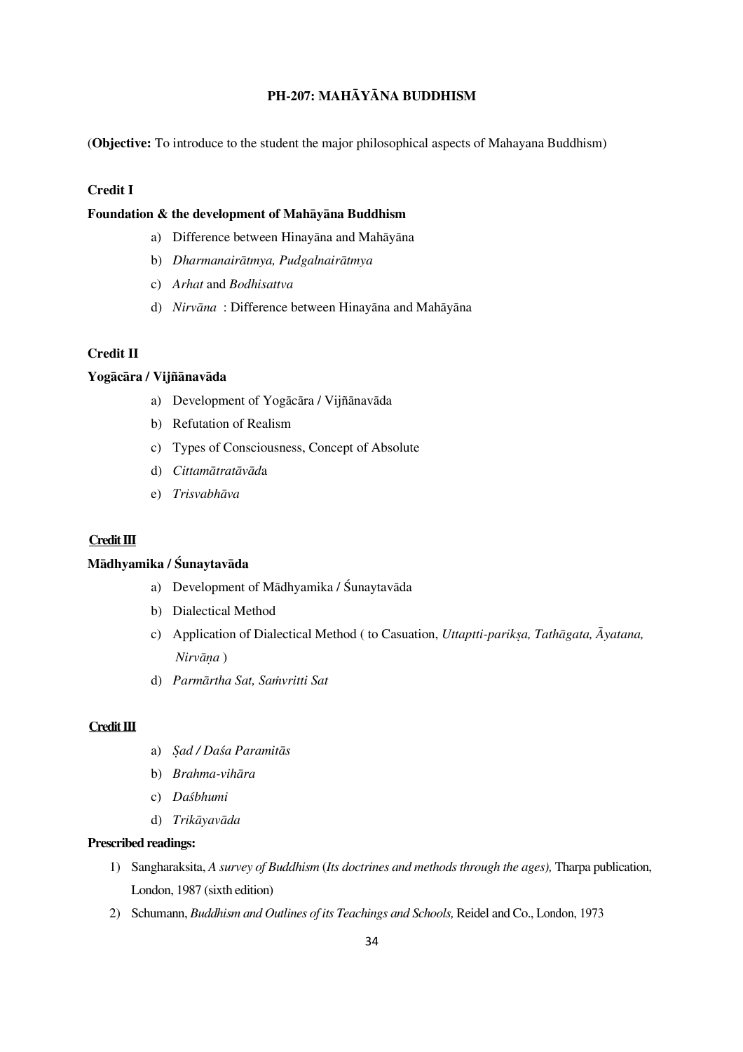**PH-207: MAHĀYĀNA BUDDHISM**

(**Objective:** To introduce to the student the major philosophical aspects of Mahayana Buddhism)

**Credit I**

**Foundation & the development of Mahāyāna Buddhism**

a) Difference between Hinayāna and Mahāyāna
b) *Dharmanairātmya, Pudgalnairātmya*
c) *Arhat* and *Bodhisattva*
d) *Nirvāna* : Difference between Hinayāna and Mahāyāna

**Credit II**

**Yogācāra / Vijñānavāda**

a) Development of Yogācāra / Vijñānavāda
b) Refutation of Realism
c) Types of Consciousness, Concept of Absolute
d) *Cittamātratāvād*a
e) *Trisvabhāva*

**Credit III**

**Mādhyamika / Śunaytavāda**

a) Development of Mādhyamika / Śunaytavāda
b) Dialectical Method
c) Application of Dialectical Method ( to Casuation, *Uttaptti-parikṣa, Tathāgata, Āyatana, Nirvāṇa* )
d) *Parmārtha Sat, Saṁvritti Sat*

**Credit III**

a) *Ṣad / Daśa Paramitās*
b) *Brahma-vihāra*
c) *Daśbhumi*
d) *Trikāyavāda*

**Prescribed readings:**

1) Sangharaksita, *A survey of Buddhism* (*Its doctrines and methods through the ages),* Tharpa publication, London, 1987 (sixth edition)
2) Schumann, *Buddhism and Outlines of its Teachings and Schools,* Reidel and Co., London, 1973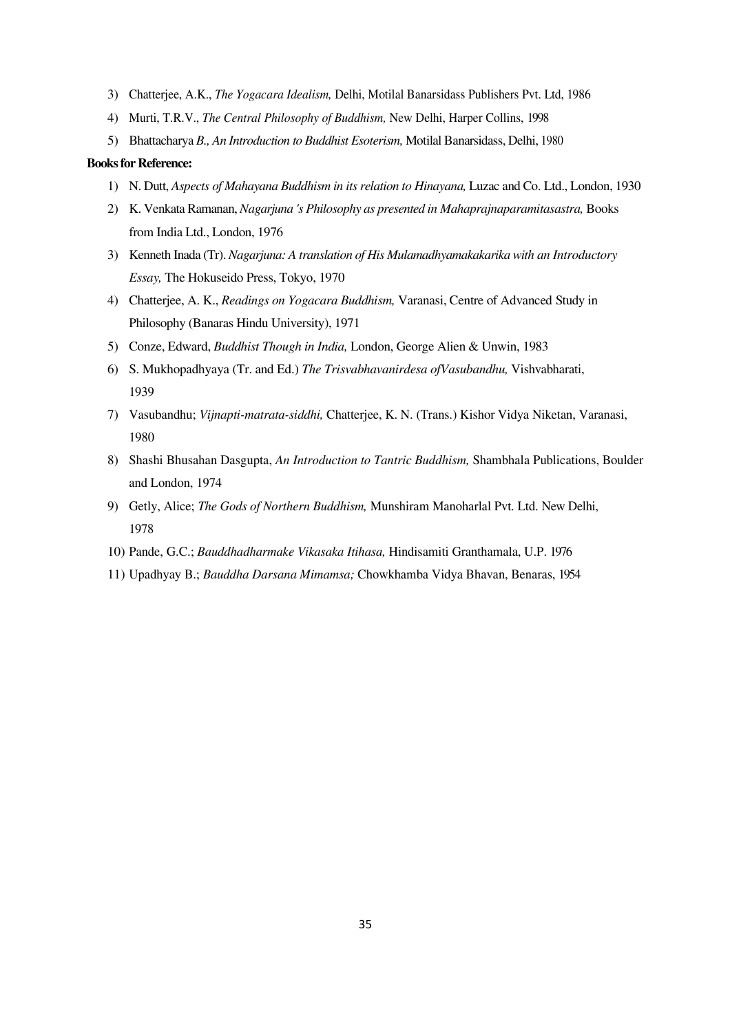3) Chatterjee, A.K., *The Yogacara Idealism,* Delhi, Motilal Banarsidass Publishers Pvt. Ltd, 1986
4) Murti, T.R.V., *The Central Philosophy of Buddhism,* New Delhi, Harper Collins, 1998
5) Bhattacharya *B., An Introduction to Buddhist Esoterism,* Motilal Banarsidass, Delhi, 1980

**Books for Reference:**

1) N. Dutt, *Aspects of Mahayana Buddhism in its relation to Hinayana,* Luzac and Co. Ltd., London, 1930
2) K. Venkata Ramanan, *Nagarjuna 's Philosophy as presented in Mahaprajnaparamitasastra,* Books from India Ltd., London, 1976
3) Kenneth Inada (Tr). *Nagarjuna: A translation of His Mulamadhyamakakarika with an Introductory Essay,* The Hokuseido Press, Tokyo, 1970
4) Chatterjee, A. K., *Readings on Yogacara Buddhism,* Varanasi, Centre of Advanced Study in Philosophy (Banaras Hindu University), 1971
5) Conze, Edward, *Buddhist Though in India,* London, George Alien & Unwin, 1983
6) S. Mukhopadhyaya (Tr. and Ed.) *The Trisvabhavanirdesa ofVasubandhu,* Vishvabharati, 1939
7) Vasubandhu; *Vijnapti-matrata-siddhi,* Chatterjee, K. N. (Trans.) Kishor Vidya Niketan, Varanasi, 1980
8) Shashi Bhusahan Dasgupta, *An Introduction to Tantric Buddhism,* Shambhala Publications, Boulder and London, 1974
9) Getly, Alice; *The Gods of Northern Buddhism,* Munshiram Manoharlal Pvt. Ltd. New Delhi, 1978
10) Pande, G.C.; *Bauddhadharmake Vikasaka Itihasa,* Hindisamiti Granthamala, U.P. 1976
11) Upadhyay B.; *Bauddha Darsana Mimamsa;* Chowkhamba Vidya Bhavan, Benaras, 1954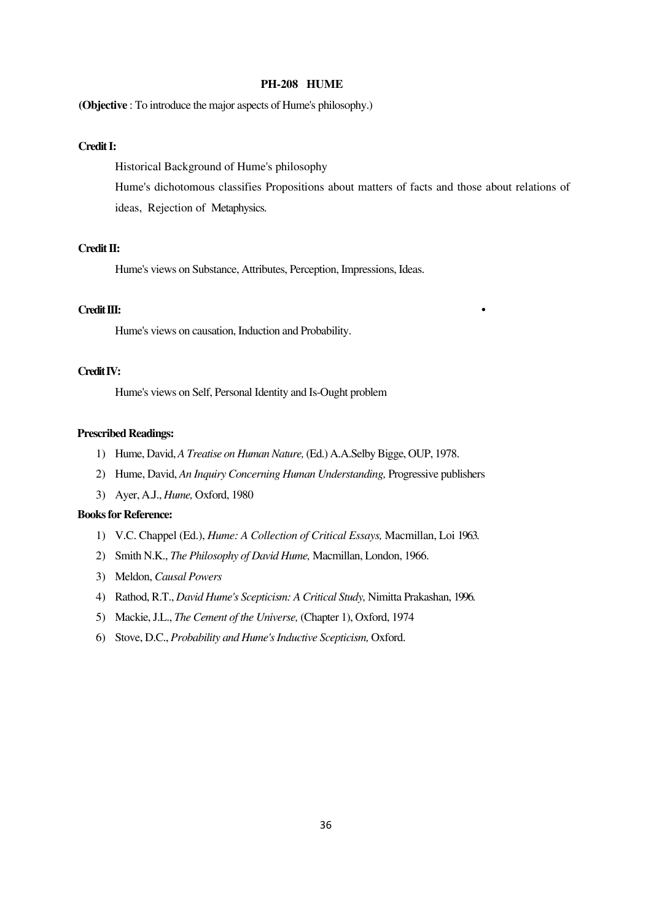## PH-208 HUME

(**Objective** : To introduce the major aspects of Hume's philosophy.)

**Credit I:**

Historical Background of Hume's philosophy

Hume's dichotomous classifies Propositions about matters of facts and those about relations of ideas, Rejection of Metaphysics.

**Credit II:**

Hume's views on Substance, Attributes, Perception, Impressions, Ideas.

**Credit III:**

Hume's views on causation, Induction and Probability.

**Credit IV:**

Hume's views on Self, Personal Identity and Is-Ought problem

**Prescribed Readings:**

1) Hume, David, *A Treatise on Human Nature,* (Ed.) A.A.Selby Bigge, OUP, 1978.
2) Hume, David, *An Inquiry Concerning Human Understanding,* Progressive publishers
3) Ayer, A.J., *Hume,* Oxford, 1980

**Books for Reference:**

1) V.C. Chappel (Ed.), *Hume: A Collection of Critical Essays,* Macmillan, Loi 1963.
2) Smith N.K., *The Philosophy of David Hume,* Macmillan, London, 1966.
3) Meldon, *Causal Powers*
4) Rathod, R.T., *David Hume's Scepticism: A Critical Study,* Nimitta Prakashan, 1996.
5) Mackie, J.L., *The Cement of the Universe,* (Chapter 1), Oxford, 1974
6) Stove, D.C., *Probability and Hume's Inductive Scepticism,* Oxford.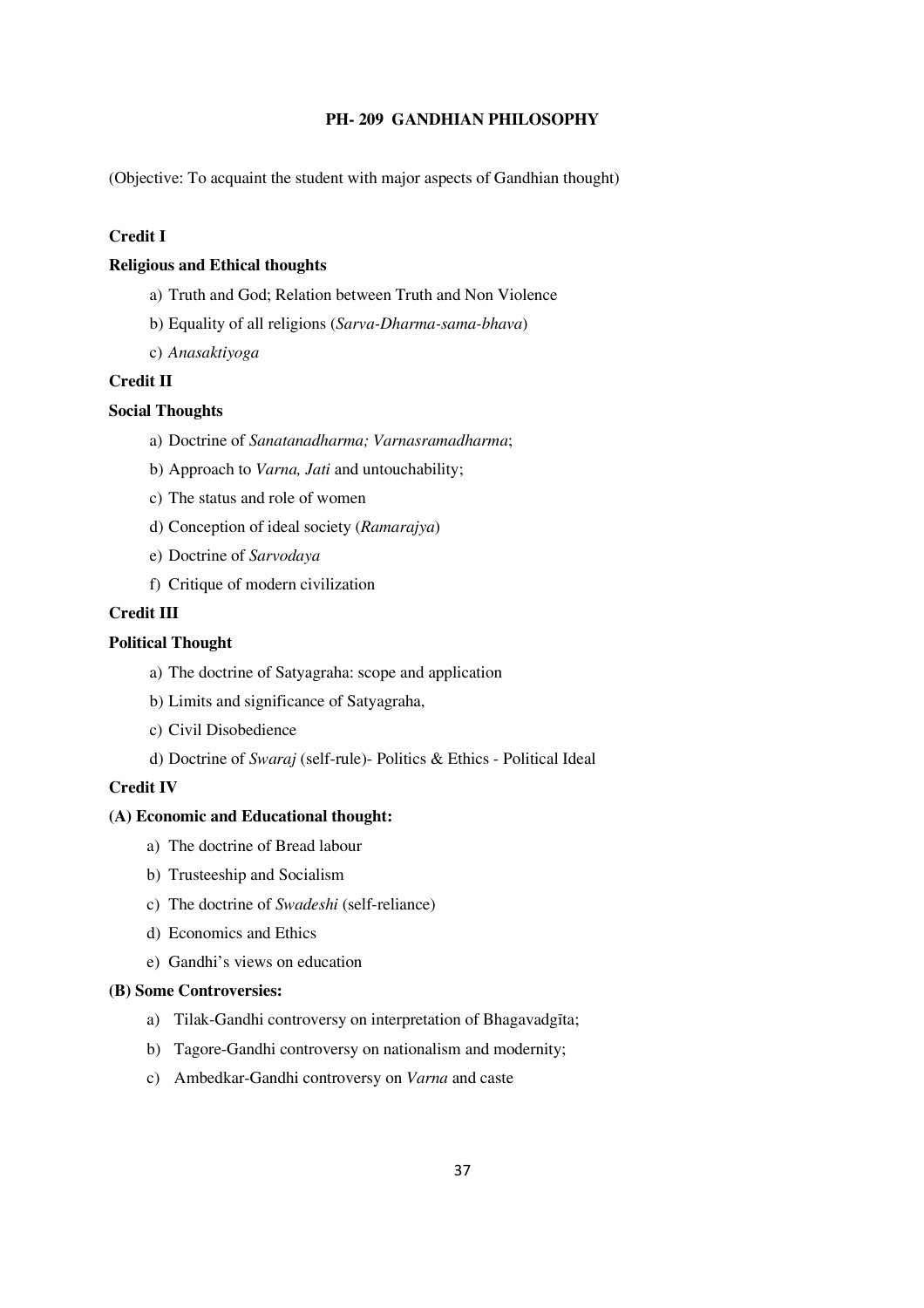# PH- 209 GANDHIAN PHILOSOPHY

(Objective: To acquaint the student with major aspects of Gandhian thought)

**Credit I**

**Religious and Ethical thoughts**

a) Truth and God; Relation between Truth and Non Violence

b) Equality of all religions (*Sarva-Dharma-sama-bhava*)

c) *Anasaktiyoga*

**Credit II**

**Social Thoughts**

a) Doctrine of *Sanatanadharma; Varnasramadharma*;

b) Approach to *Varna, Jati* and untouchability;

c) The status and role of women

d) Conception of ideal society (*Ramarajya*)

e) Doctrine of *Sarvodaya*

f) Critique of modern civilization

**Credit III**

**Political Thought**

a) The doctrine of Satyagraha: scope and application

b) Limits and significance of Satyagraha,

c) Civil Disobedience

d) Doctrine of *Swaraj* (self-rule)- Politics & Ethics - Political Ideal

**Credit IV**

**(A) Economic and Educational thought:**

a) The doctrine of Bread labour

b) Trusteeship and Socialism

c) The doctrine of *Swadeshi* (self-reliance)

d) Economics and Ethics

e) Gandhi's views on education

**(B) Some Controversies:**

a) Tilak-Gandhi controversy on interpretation of Bhagavadgīta;

b) Tagore-Gandhi controversy on nationalism and modernity;

c) Ambedkar-Gandhi controversy on *Varna* and caste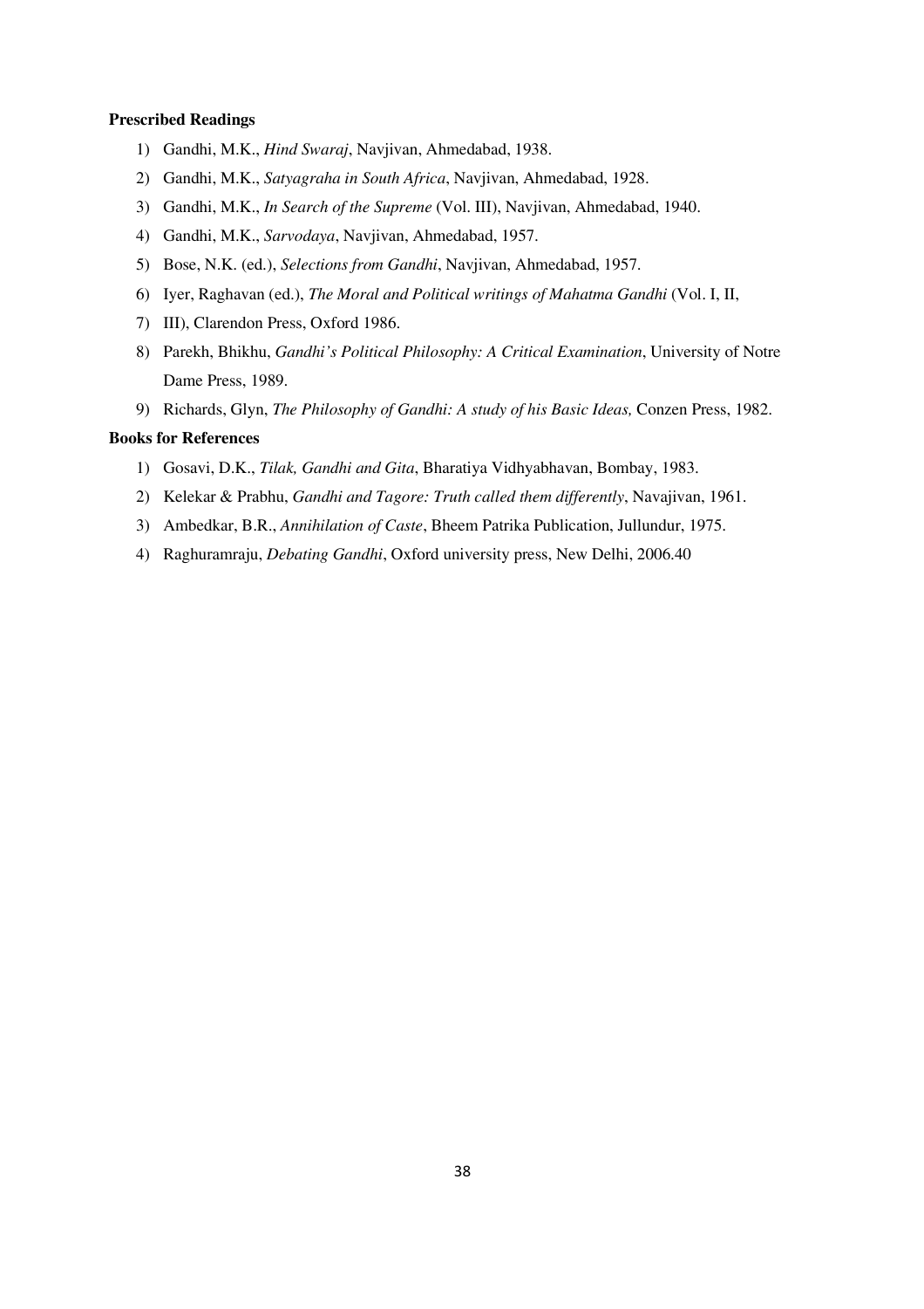**Prescribed Readings**

1) Gandhi, M.K., *Hind Swaraj*, Navjivan, Ahmedabad, 1938.
2) Gandhi, M.K., *Satyagraha in South Africa*, Navjivan, Ahmedabad, 1928.
3) Gandhi, M.K., *In Search of the Supreme* (Vol. III), Navjivan, Ahmedabad, 1940.
4) Gandhi, M.K., *Sarvodaya*, Navjivan, Ahmedabad, 1957.
5) Bose, N.K. (ed.), *Selections from Gandhi*, Navjivan, Ahmedabad, 1957.
6) Iyer, Raghavan (ed.), *The Moral and Political writings of Mahatma Gandhi* (Vol. I, II,
7) III), Clarendon Press, Oxford 1986.
8) Parekh, Bhikhu, *Gandhi's Political Philosophy: A Critical Examination*, University of Notre Dame Press, 1989.
9) Richards, Glyn, *The Philosophy of Gandhi: A study of his Basic Ideas,* Conzen Press, 1982.

**Books for References**

1) Gosavi, D.K., *Tilak, Gandhi and Gita*, Bharatiya Vidhyabhavan, Bombay, 1983.
2) Kelekar & Prabhu, *Gandhi and Tagore: Truth called them differently*, Navajivan, 1961.
3) Ambedkar, B.R., *Annihilation of Caste*, Bheem Patrika Publication, Jullundur, 1975.
4) Raghuramraju, *Debating Gandhi*, Oxford university press, New Delhi, 2006.40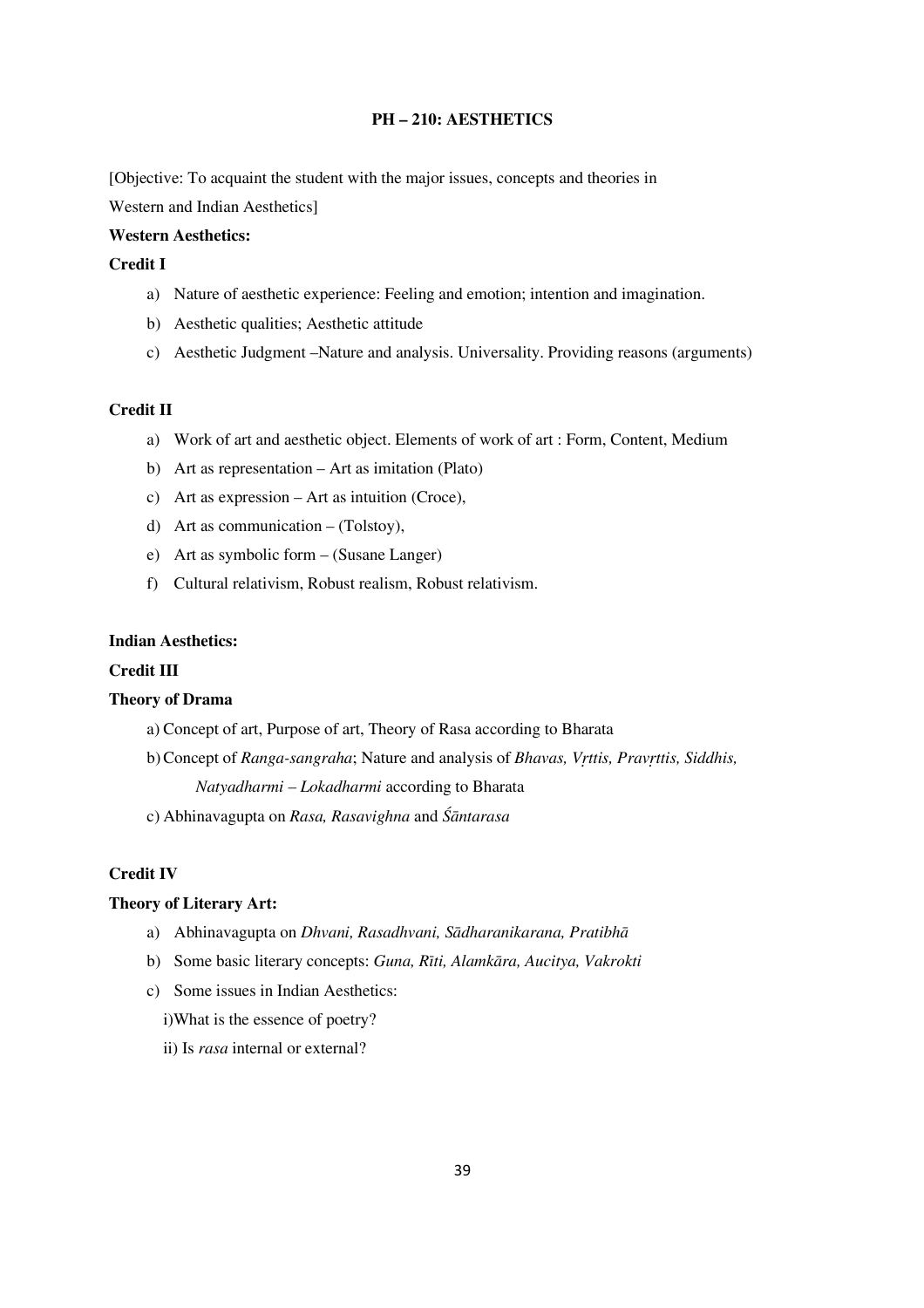# PH – 210: AESTHETICS

[Objective: To acquaint the student with the major issues, concepts and theories in Western and Indian Aesthetics]

**Western Aesthetics:**

**Credit I**

a) Nature of aesthetic experience: Feeling and emotion; intention and imagination.

b) Aesthetic qualities; Aesthetic attitude

c) Aesthetic Judgment –Nature and analysis. Universality. Providing reasons (arguments)

**Credit II**

a) Work of art and aesthetic object. Elements of work of art : Form, Content, Medium

b) Art as representation – Art as imitation (Plato)

c) Art as expression – Art as intuition (Croce),

d) Art as communication – (Tolstoy),

e) Art as symbolic form – (Susane Langer)

f) Cultural relativism, Robust realism, Robust relativism.

**Indian Aesthetics:**

**Credit III**

**Theory of Drama**

a) Concept of art, Purpose of art, Theory of Rasa according to Bharata

b) Concept of *Ranga-sangraha*; Nature and analysis of *Bhavas, Vṛttis, Pravṛttis, Siddhis, Natyadharmi – Lokadharmi* according to Bharata

c) Abhinavagupta on *Rasa, Rasavighna* and *Śāntarasa*

**Credit IV**

**Theory of Literary Art:**

a) Abhinavagupta on *Dhvani, Rasadhvani, Sādharanikarana, Pratibhā*

b) Some basic literary concepts: *Guna, Rīti, Alamkāra, Aucitya, Vakrokti*

c) Some issues in Indian Aesthetics:

i) What is the essence of poetry?

ii) Is *rasa* internal or external?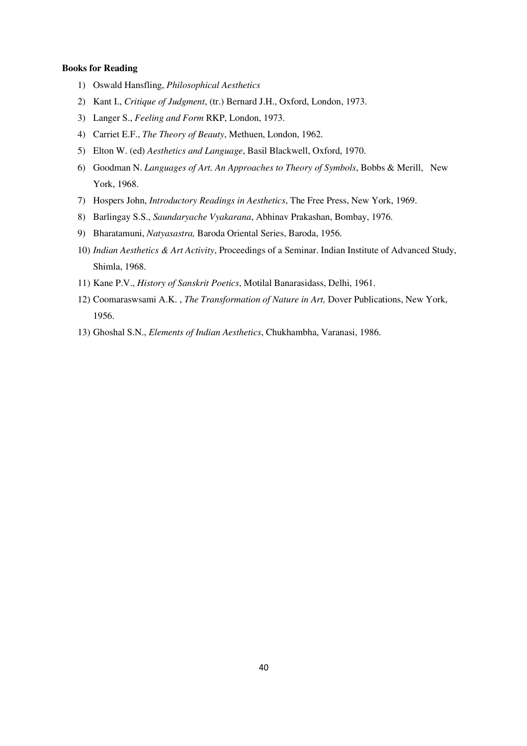**Books for Reading**

1) Oswald Hansfling, *Philosophical Aesthetics*
2) Kant I., *Critique of Judgment*, (tr.) Bernard J.H., Oxford, London, 1973.
3) Langer S., *Feeling and Form* RKP, London, 1973.
4) Carriet E.F., *The Theory of Beauty*, Methuen, London, 1962.
5) Elton W. (ed) *Aesthetics and Language*, Basil Blackwell, Oxford, 1970.
6) Goodman N. *Languages of Art. An Approaches to Theory of Symbols*, Bobbs & Merill, New York, 1968.
7) Hospers John, *Introductory Readings in Aesthetics*, The Free Press, New York, 1969.
8) Barlingay S.S., *Saundaryache Vyakarana*, Abhinav Prakashan, Bombay, 1976.
9) Bharatamuni, *Natyasastra,* Baroda Oriental Series, Baroda, 1956.
10) *Indian Aesthetics & Art Activity*, Proceedings of a Seminar. Indian Institute of Advanced Study, Shimla, 1968.
11) Kane P.V., *History of Sanskrit Poetics*, Motilal Banarasidass, Delhi, 1961.
12) Coomaraswsami A.K. , *The Transformation of Nature in Art,* Dover Publications, New York, 1956.
13) Ghoshal S.N., *Elements of Indian Aesthetics*, Chukhambha, Varanasi, 1986.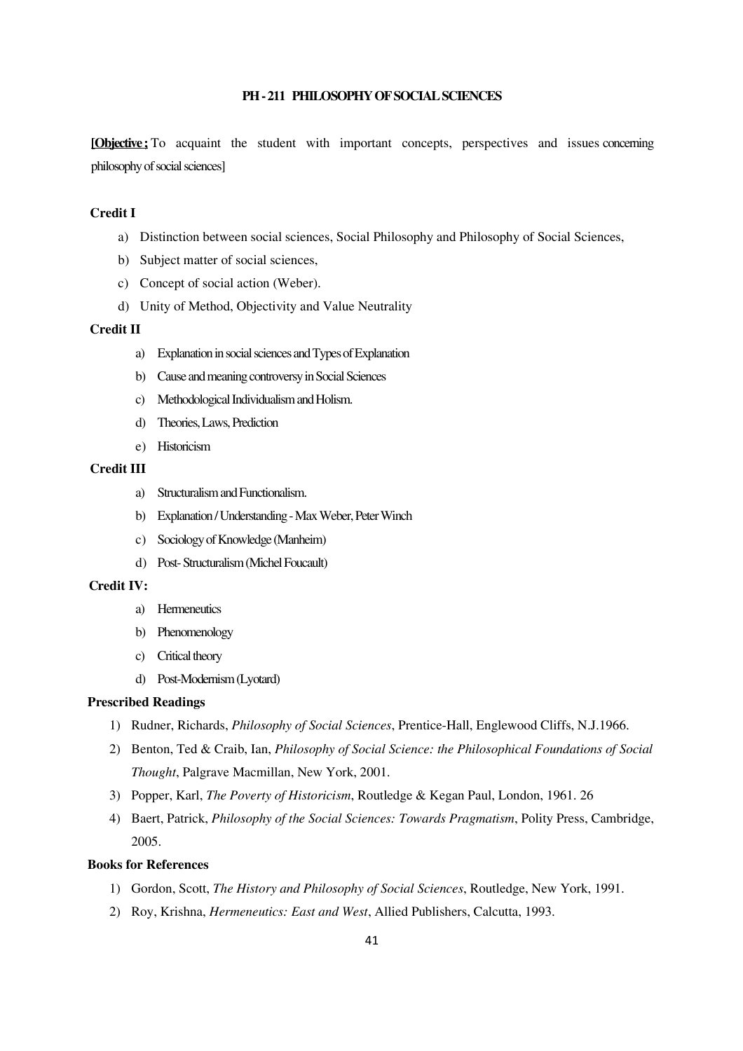## PH - 211 PHILOSOPHY OF SOCIAL SCIENCES

**[Objective ;** To acquaint the student with important concepts, perspectives and issues concerning philosophy of social sciences]

### Credit I

a) Distinction between social sciences, Social Philosophy and Philosophy of Social Sciences,
b) Subject matter of social sciences,
c) Concept of social action (Weber).
d) Unity of Method, Objectivity and Value Neutrality

### Credit II

a) Explanation in social sciences and Types of Explanation
b) Cause and meaning controversy in Social Sciences
c) Methodological Individualism and Holism.
d) Theories, Laws, Prediction
e) Historicism

### Credit III

a) Structuralism and Functionalism.
b) Explanation / Understanding - Max Weber, Peter Winch
c) Sociology of Knowledge (Manheim)
d) Post- Structuralism (Michel Foucault)

### Credit IV:

a) Hermeneutics
b) Phenomenology
c) Critical theory
d) Post-Modernism (Lyotard)

### Prescribed Readings

1) Rudner, Richards, *Philosophy of Social Sciences*, Prentice-Hall, Englewood Cliffs, N.J.1966.
2) Benton, Ted & Craib, Ian, *Philosophy of Social Science: the Philosophical Foundations of Social Thought*, Palgrave Macmillan, New York, 2001.
3) Popper, Karl, *The Poverty of Historicism*, Routledge & Kegan Paul, London, 1961. 26
4) Baert, Patrick, *Philosophy of the Social Sciences: Towards Pragmatism*, Polity Press, Cambridge, 2005.

### Books for References

1) Gordon, Scott, *The History and Philosophy of Social Sciences*, Routledge, New York, 1991.
2) Roy, Krishna, *Hermeneutics: East and West*, Allied Publishers, Calcutta, 1993.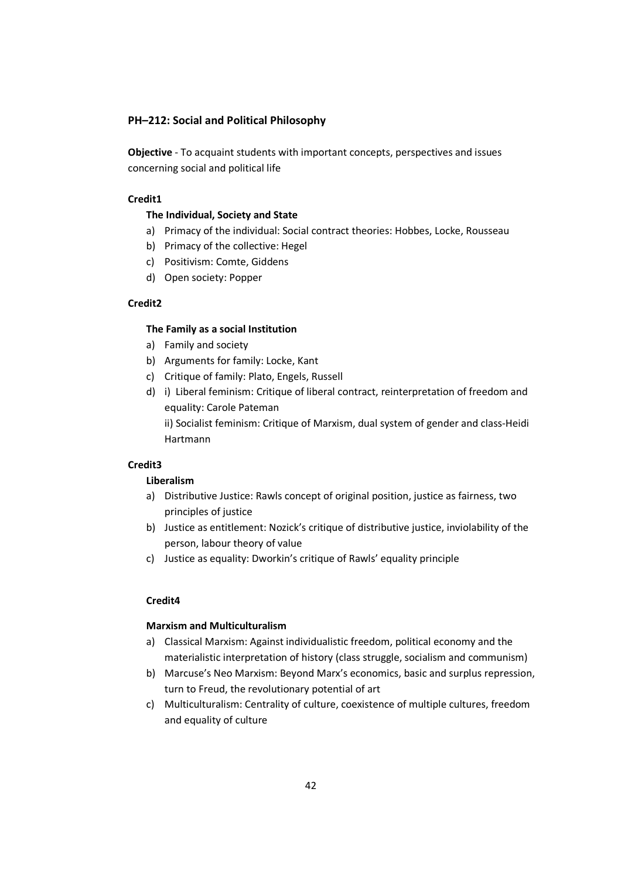## PH–212: Social and Political Philosophy

**Objective** - To acquaint students with important concepts, perspectives and issues concerning social and political life

**Credit1**

**The Individual, Society and State**

a) Primacy of the individual: Social contract theories: Hobbes, Locke, Rousseau
b) Primacy of the collective: Hegel
c) Positivism: Comte, Giddens
d) Open society: Popper

**Credit2**

**The Family as a social Institution**

a) Family and society
b) Arguments for family: Locke, Kant
c) Critique of family: Plato, Engels, Russell
d) i) Liberal feminism: Critique of liberal contract, reinterpretation of freedom and equality: Carole Pateman

   ii) Socialist feminism: Critique of Marxism, dual system of gender and class-Heidi Hartmann

**Credit3**

**Liberalism**

a) Distributive Justice: Rawls concept of original position, justice as fairness, two principles of justice
b) Justice as entitlement: Nozick's critique of distributive justice, inviolability of the person, labour theory of value
c) Justice as equality: Dworkin's critique of Rawls' equality principle

**Credit4**

**Marxism and Multiculturalism**

a) Classical Marxism: Against individualistic freedom, political economy and the materialistic interpretation of history (class struggle, socialism and communism)
b) Marcuse's Neo Marxism: Beyond Marx's economics, basic and surplus repression, turn to Freud, the revolutionary potential of art
c) Multiculturalism: Centrality of culture, coexistence of multiple cultures, freedom and equality of culture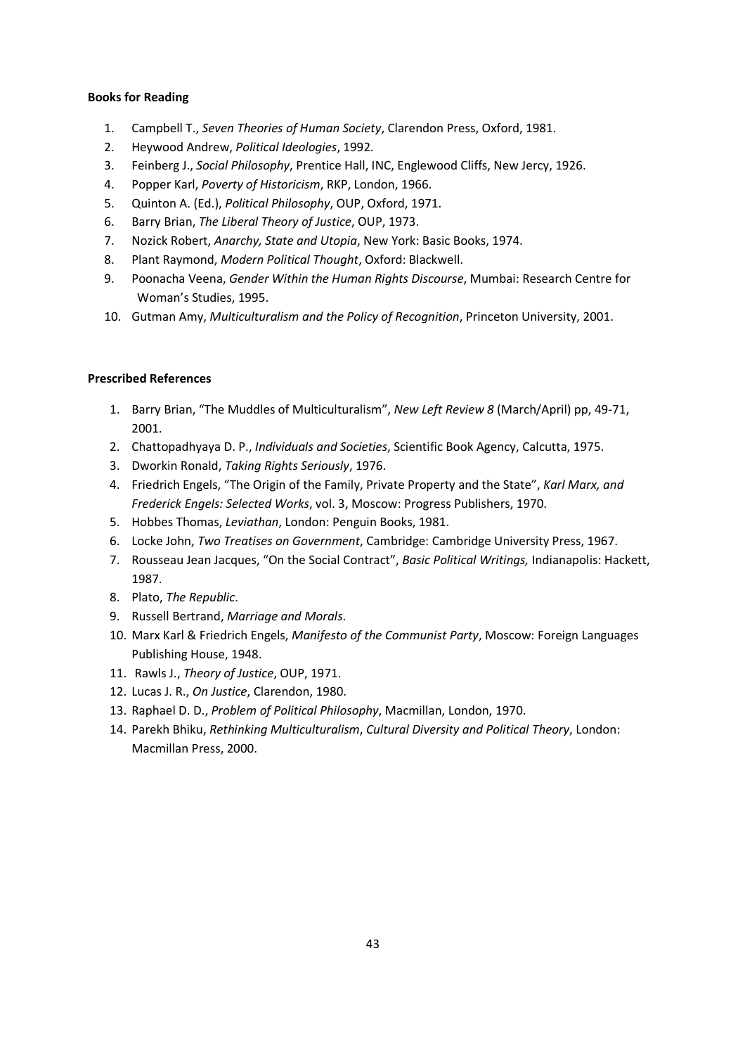**Books for Reading**

1. Campbell T., *Seven Theories of Human Society*, Clarendon Press, Oxford, 1981.
2. Heywood Andrew, *Political Ideologies*, 1992.
3. Feinberg J., *Social Philosophy*, Prentice Hall, INC, Englewood Cliffs, New Jercy, 1926.
4. Popper Karl, *Poverty of Historicism*, RKP, London, 1966.
5. Quinton A. (Ed.), *Political Philosophy*, OUP, Oxford, 1971.
6. Barry Brian, *The Liberal Theory of Justice*, OUP, 1973.
7. Nozick Robert, *Anarchy, State and Utopia*, New York: Basic Books, 1974.
8. Plant Raymond, *Modern Political Thought*, Oxford: Blackwell.
9. Poonacha Veena, *Gender Within the Human Rights Discourse*, Mumbai: Research Centre for Woman's Studies, 1995.
10. Gutman Amy, *Multiculturalism and the Policy of Recognition*, Princeton University, 2001.

**Prescribed References**

1. Barry Brian, "The Muddles of Multiculturalism", *New Left Review 8* (March/April) pp, 49-71, 2001.
2. Chattopadhyaya D. P., *Individuals and Societies*, Scientific Book Agency, Calcutta, 1975.
3. Dworkin Ronald, *Taking Rights Seriously*, 1976.
4. Friedrich Engels, "The Origin of the Family, Private Property and the State", *Karl Marx, and Frederick Engels: Selected Works*, vol. 3, Moscow: Progress Publishers, 1970.
5. Hobbes Thomas, *Leviathan*, London: Penguin Books, 1981.
6. Locke John, *Two Treatises on Government*, Cambridge: Cambridge University Press, 1967.
7. Rousseau Jean Jacques, "On the Social Contract", *Basic Political Writings,* Indianapolis: Hackett, 1987.
8. Plato, *The Republic*.
9. Russell Bertrand, *Marriage and Morals*.
10. Marx Karl & Friedrich Engels, *Manifesto of the Communist Party*, Moscow: Foreign Languages Publishing House, 1948.
11. Rawls J., *Theory of Justice*, OUP, 1971.
12. Lucas J. R., *On Justice*, Clarendon, 1980.
13. Raphael D. D., *Problem of Political Philosophy*, Macmillan, London, 1970.
14. Parekh Bhiku, *Rethinking Multiculturalism*, *Cultural Diversity and Political Theory*, London: Macmillan Press, 2000.